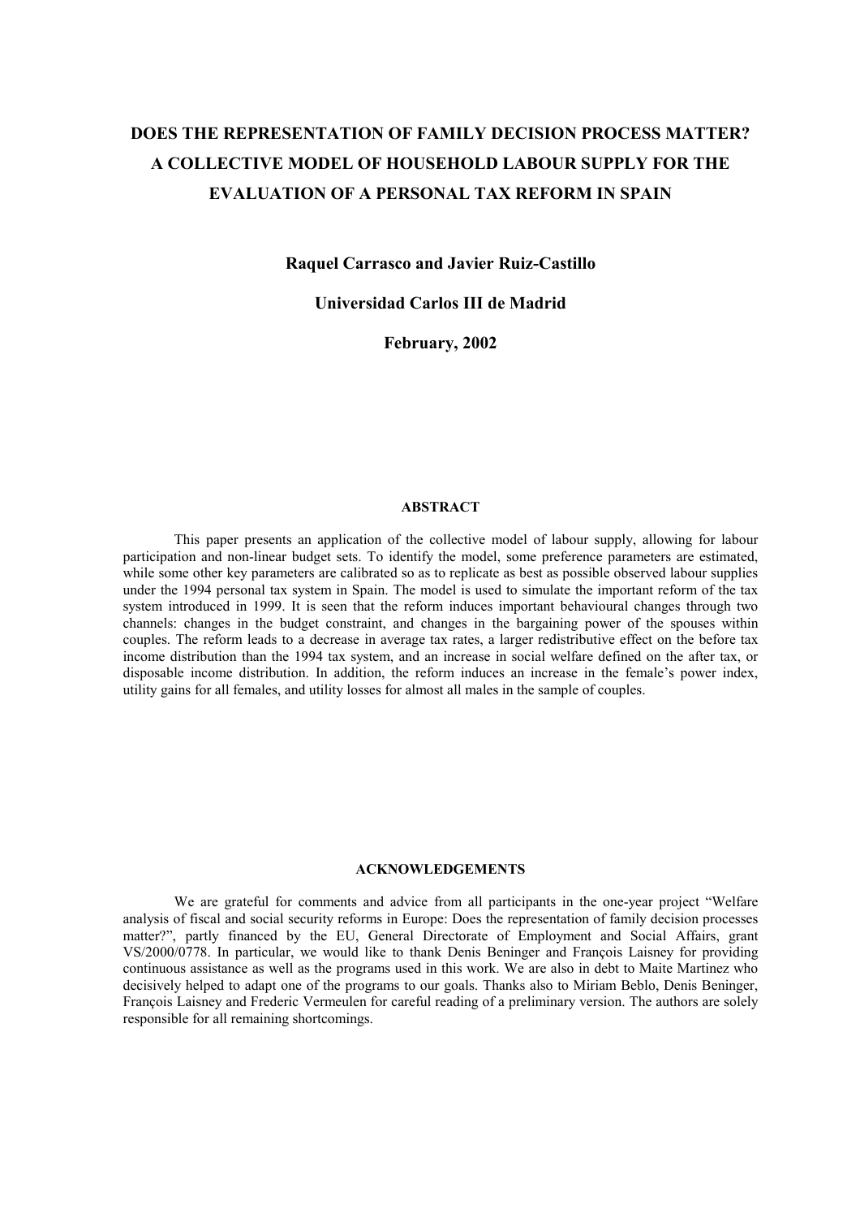# DOES THE REPRESENTATION OF FAMILY DECISION PROCESS MATTER? A COLLECTIVE MODEL OF HOUSEHOLD LABOUR SUPPLY FOR THE EVALUATION OF A PERSONAL TAX REFORM IN SPAIN

**Raquel Carrasco and Javier Ruiz-Castillo**

**Universidad Carlos III de Madrid**

**February, 2002**

## ABSTRACT

This paper presents an application of the collective model of labour supply, allowing for labour participation and non-linear budget sets. To identify the model, some preference parameters are estimated, while some other key parameters are calibrated so as to replicate as best as possible observed labour supplies under the 1994 personal tax system in Spain. The model is used to simulate the important reform of the tax system introduced in 1999. It is seen that the reform induces important behavioural changes through two channels: changes in the budget constraint, and changes in the bargaining power of the spouses within couples. The reform leads to a decrease in average tax rates, a larger redistributive effect on the before tax income distribution than the 1994 tax system, and an increase in social welfare defined on the after tax, or disposable income distribution. In addition, the reform induces an increase in the female's power index, utility gains for all females, and utility losses for almost all males in the sample of couples.

## ACKNOWLEDGEMENTS

We are grateful for comments and advice from all participants in the one-year project "Welfare analysis of fiscal and social security reforms in Europe: Does the representation of family decision processes matter?", partly financed by the EU, General Directorate of Employment and Social Affairs, grant VS/2000/0778. In particular, we would like to thank Denis Beninger and François Laisney for providing continuous assistance as well as the programs used in this work. We are also in debt to Maite Martinez who decisively helped to adapt one of the programs to our goals. Thanks also to Miriam Beblo, Denis Beninger, François Laisney and Frederic Vermeulen for careful reading of a preliminary version. The authors are solely responsible for all remaining shortcomings.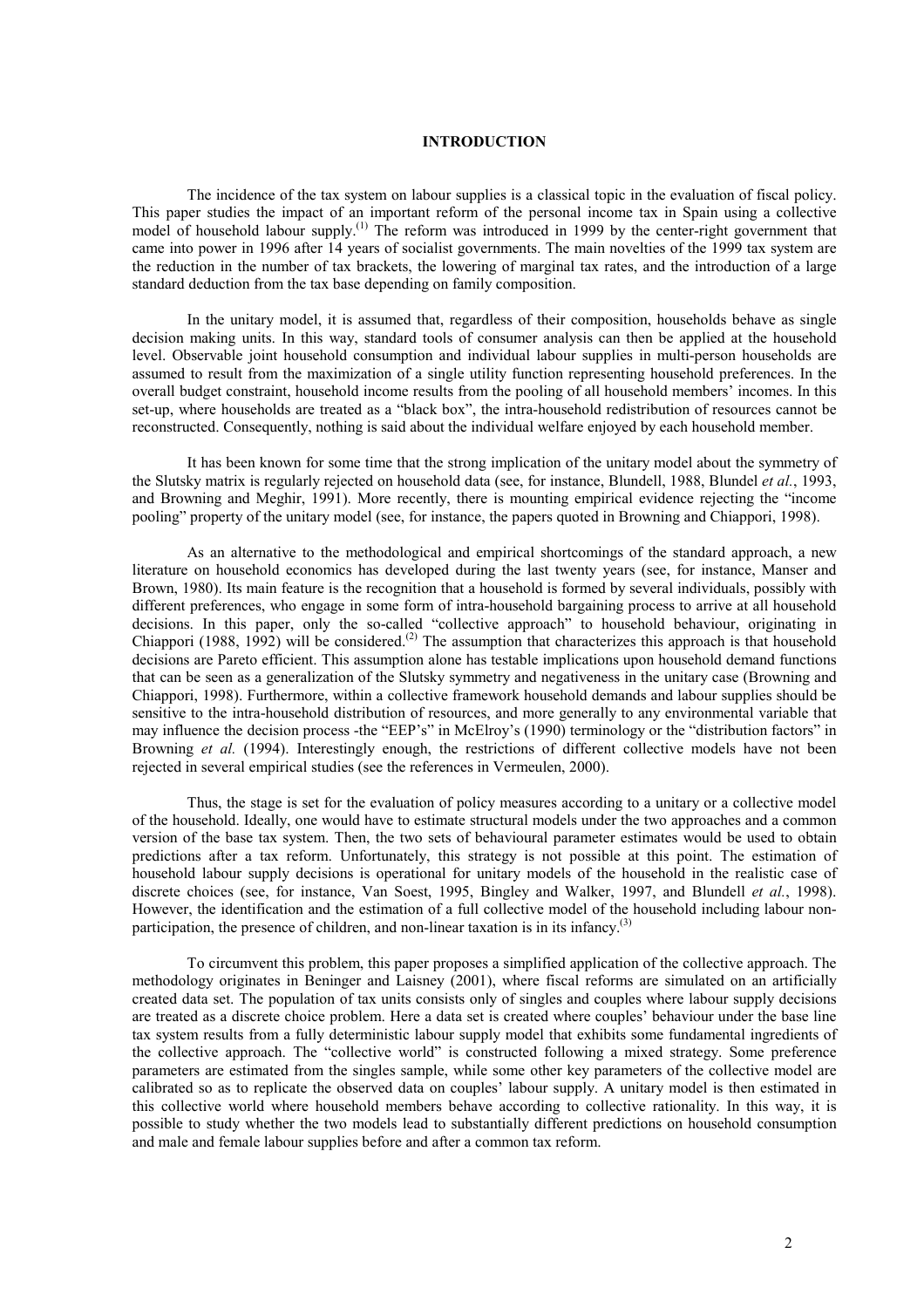# INTRODUCTION

The incidence of the tax system on labour supplies is a classical topic in the evaluation of fiscal policy. This paper studies the impact of an important reform of the personal income tax in Spain using a collective model of household labour supply.[1] The reform was introduced in 1999 by the center-right government that came into power in 1996 after 14 years of socialist governments. The main novelties of the 1999 tax system are the reduction in the number of tax brackets, the lowering of marginal tax rates, and the introduction of a large standard deduction from the tax base depending on family composition.

In the unitary model, it is assumed that, regardless of their composition, households behave as single decision making units. In this way, standard tools of consumer analysis can then be applied at the household level. Observable joint household consumption and individual labour supplies in multi-person households are assumed to result from the maximization of a single utility function representing household preferences. In the overall budget constraint, household income results from the pooling of all household members' incomes. In this set-up, where households are treated as a "black box", the intra-household redistribution of resources cannot be reconstructed. Consequently, nothing is said about the individual welfare enjoyed by each household member.

It has been known for some time that the strong implication of the unitary model about the symmetry of the Slutsky matrix is regularly rejected on household data (see, for instance, Blundell, 1988, Blundel *et al.*, 1993, and Browning and Meghir, 1991). More recently, there is mounting empirical evidence rejecting the "income pooling" property of the unitary model (see, for instance, the papers quoted in Browning and Chiappori, 1998).

As an alternative to the methodological and empirical shortcomings of the standard approach, a new literature on household economics has developed during the last twenty years (see, for instance, Manser and Brown, 1980). Its main feature is the recognition that a household is formed by several individuals, possibly with different preferences, who engage in some form of intra-household bargaining process to arrive at all household decisions. In this paper, only the so-called "collective approach" to household behaviour, originating in Chiappori (1988, 1992) will be considered.[2] The assumption that characterizes this approach is that household decisions are Pareto efficient. This assumption alone has testable implications upon household demand functions that can be seen as a generalization of the Slutsky symmetry and negativeness in the unitary case (Browning and Chiappori, 1998). Furthermore, within a collective framework household demands and labour supplies should be sensitive to the intra-household distribution of resources, and more generally to any environmental variable that may influence the decision process -the "EEP's" in McElroy's (1990) terminology or the "distribution factors" in Browning *et al.* (1994). Interestingly enough, the restrictions of different collective models have not been rejected in several empirical studies (see the references in Vermeulen, 2000).

Thus, the stage is set for the evaluation of policy measures according to a unitary or a collective model of the household. Ideally, one would have to estimate structural models under the two approaches and a common version of the base tax system. Then, the two sets of behavioural parameter estimates would be used to obtain predictions after a tax reform. Unfortunately, this strategy is not possible at this point. The estimation of household labour supply decisions is operational for unitary models of the household in the realistic case of discrete choices (see, for instance, Van Soest, 1995, Bingley and Walker, 1997, and Blundell *et al.*, 1998). However, the identification and the estimation of a full collective model of the household including labour non-participation, the presence of children, and non-linear taxation is in its infancy.[3]

To circumvent this problem, this paper proposes a simplified application of the collective approach. The methodology originates in Beninger and Laisney (2001), where fiscal reforms are simulated on an artificially created data set. The population of tax units consists only of singles and couples where labour supply decisions are treated as a discrete choice problem. Here a data set is created where couples' behaviour under the base line tax system results from a fully deterministic labour supply model that exhibits some fundamental ingredients of the collective approach. The "collective world" is constructed following a mixed strategy. Some preference parameters are estimated from the singles sample, while some other key parameters of the collective model are calibrated so as to replicate the observed data on couples' labour supply. A unitary model is then estimated in this collective world where household members behave according to collective rationality. In this way, it is possible to study whether the two models lead to substantially different predictions on household consumption and male and female labour supplies before and after a common tax reform.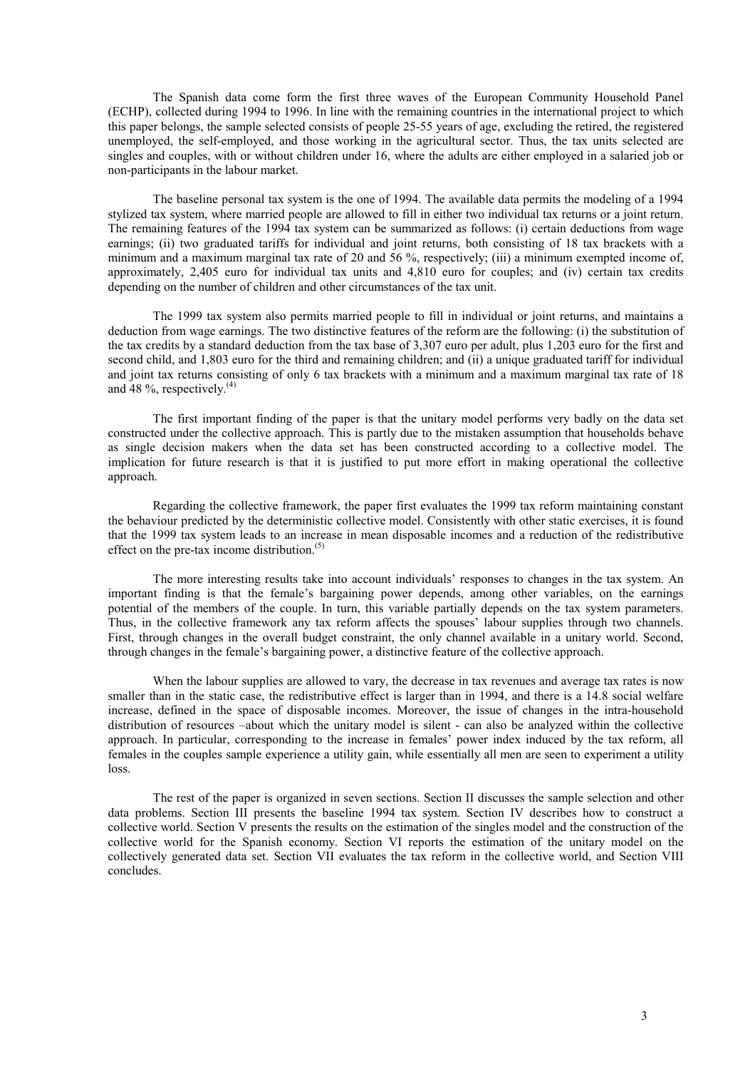The Spanish data come form the first three waves of the European Community Household Panel (ECHP), collected during 1994 to 1996. In line with the remaining countries in the international project to which this paper belongs, the sample selected consists of people 25-55 years of age, excluding the retired, the registered unemployed, the self-employed, and those working in the agricultural sector. Thus, the tax units selected are singles and couples, with or without children under 16, where the adults are either employed in a salaried job or non-participants in the labour market.

The baseline personal tax system is the one of 1994. The available data permits the modeling of a 1994 stylized tax system, where married people are allowed to fill in either two individual tax returns or a joint return. The remaining features of the 1994 tax system can be summarized as follows: (i) certain deductions from wage earnings; (ii) two graduated tariffs for individual and joint returns, both consisting of 18 tax brackets with a minimum and a maximum marginal tax rate of 20 and 56 %, respectively; (iii) a minimum exempted income of, approximately, 2,405 euro for individual tax units and 4,810 euro for couples; and (iv) certain tax credits depending on the number of children and other circumstances of the tax unit.

The 1999 tax system also permits married people to fill in individual or joint returns, and maintains a deduction from wage earnings. The two distinctive features of the reform are the following: (i) the substitution of the tax credits by a standard deduction from the tax base of 3,307 euro per adult, plus 1,203 euro for the first and second child, and 1,803 euro for the third and remaining children; and (ii) a unique graduated tariff for individual and joint tax returns consisting of only 6 tax brackets with a minimum and a maximum marginal tax rate of 18 and 48 %, respectively.(4)

The first important finding of the paper is that the unitary model performs very badly on the data set constructed under the collective approach. This is partly due to the mistaken assumption that households behave as single decision makers when the data set has been constructed according to a collective model. The implication for future research is that it is justified to put more effort in making operational the collective approach.

Regarding the collective framework, the paper first evaluates the 1999 tax reform maintaining constant the behaviour predicted by the deterministic collective model. Consistently with other static exercises, it is found that the 1999 tax system leads to an increase in mean disposable incomes and a reduction of the redistributive effect on the pre-tax income distribution.(5)

The more interesting results take into account individuals' responses to changes in the tax system. An important finding is that the female's bargaining power depends, among other variables, on the earnings potential of the members of the couple. In turn, this variable partially depends on the tax system parameters. Thus, in the collective framework any tax reform affects the spouses' labour supplies through two channels. First, through changes in the overall budget constraint, the only channel available in a unitary world. Second, through changes in the female's bargaining power, a distinctive feature of the collective approach.

When the labour supplies are allowed to vary, the decrease in tax revenues and average tax rates is now smaller than in the static case, the redistributive effect is larger than in 1994, and there is a 14.8 social welfare increase, defined in the space of disposable incomes. Moreover, the issue of changes in the intra-household distribution of resources –about which the unitary model is silent - can also be analyzed within the collective approach. In particular, corresponding to the increase in females' power index induced by the tax reform, all females in the couples sample experience a utility gain, while essentially all men are seen to experiment a utility loss.

The rest of the paper is organized in seven sections. Section II discusses the sample selection and other data problems. Section III presents the baseline 1994 tax system. Section IV describes how to construct a collective world. Section V presents the results on the estimation of the singles model and the construction of the collective world for the Spanish economy. Section VI reports the estimation of the unitary model on the collectively generated data set. Section VII evaluates the tax reform in the collective world, and Section VIII concludes.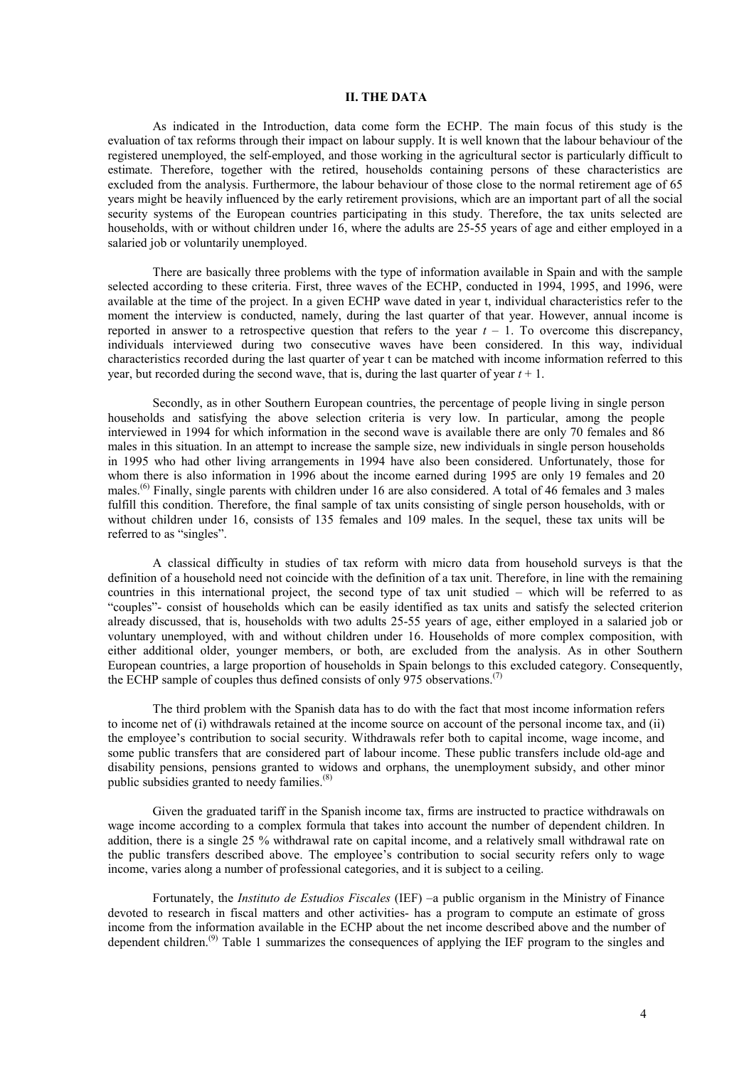## II. THE DATA

As indicated in the Introduction, data come form the ECHP. The main focus of this study is the evaluation of tax reforms through their impact on labour supply. It is well known that the labour behaviour of the registered unemployed, the self-employed, and those working in the agricultural sector is particularly difficult to estimate. Therefore, together with the retired, households containing persons of these characteristics are excluded from the analysis. Furthermore, the labour behaviour of those close to the normal retirement age of 65 years might be heavily influenced by the early retirement provisions, which are an important part of all the social security systems of the European countries participating in this study. Therefore, the tax units selected are households, with or without children under 16, where the adults are 25-55 years of age and either employed in a salaried job or voluntarily unemployed.

There are basically three problems with the type of information available in Spain and with the sample selected according to these criteria. First, three waves of the ECHP, conducted in 1994, 1995, and 1996, were available at the time of the project. In a given ECHP wave dated in year t, individual characteristics refer to the moment the interview is conducted, namely, during the last quarter of that year. However, annual income is reported in answer to a retrospective question that refers to the year $t - 1$. To overcome this discrepancy, individuals interviewed during two consecutive waves have been considered. In this way, individual characteristics recorded during the last quarter of year t can be matched with income information referred to this year, but recorded during the second wave, that is, during the last quarter of year $t + 1$.

Secondly, as in other Southern European countries, the percentage of people living in single person households and satisfying the above selection criteria is very low. In particular, among the people interviewed in 1994 for which information in the second wave is available there are only 70 females and 86 males in this situation. In an attempt to increase the sample size, new individuals in single person households in 1995 who had other living arrangements in 1994 have also been considered. Unfortunately, those for whom there is also information in 1996 about the income earned during 1995 are only 19 females and 20 males.[6] Finally, single parents with children under 16 are also considered. A total of 46 females and 3 males fulfill this condition. Therefore, the final sample of tax units consisting of single person households, with or without children under 16, consists of 135 females and 109 males. In the sequel, these tax units will be referred to as "singles".

A classical difficulty in studies of tax reform with micro data from household surveys is that the definition of a household need not coincide with the definition of a tax unit. Therefore, in line with the remaining countries in this international project, the second type of tax unit studied – which will be referred to as "couples"- consist of households which can be easily identified as tax units and satisfy the selected criterion already discussed, that is, households with two adults 25-55 years of age, either employed in a salaried job or voluntary unemployed, with and without children under 16. Households of more complex composition, with either additional older, younger members, or both, are excluded from the analysis. As in other Southern European countries, a large proportion of households in Spain belongs to this excluded category. Consequently, the ECHP sample of couples thus defined consists of only 975 observations.[7]

The third problem with the Spanish data has to do with the fact that most income information refers to income net of (i) withdrawals retained at the income source on account of the personal income tax, and (ii) the employee's contribution to social security. Withdrawals refer both to capital income, wage income, and some public transfers that are considered part of labour income. These public transfers include old-age and disability pensions, pensions granted to widows and orphans, the unemployment subsidy, and other minor public subsidies granted to needy families.[8]

Given the graduated tariff in the Spanish income tax, firms are instructed to practice withdrawals on wage income according to a complex formula that takes into account the number of dependent children. In addition, there is a single 25 % withdrawal rate on capital income, and a relatively small withdrawal rate on the public transfers described above. The employee's contribution to social security refers only to wage income, varies along a number of professional categories, and it is subject to a ceiling.

Fortunately, the *Instituto de Estudios Fiscales* (IEF) –a public organism in the Ministry of Finance devoted to research in fiscal matters and other activities- has a program to compute an estimate of gross income from the information available in the ECHP about the net income described above and the number of dependent children.[9] Table 1 summarizes the consequences of applying the IEF program to the singles and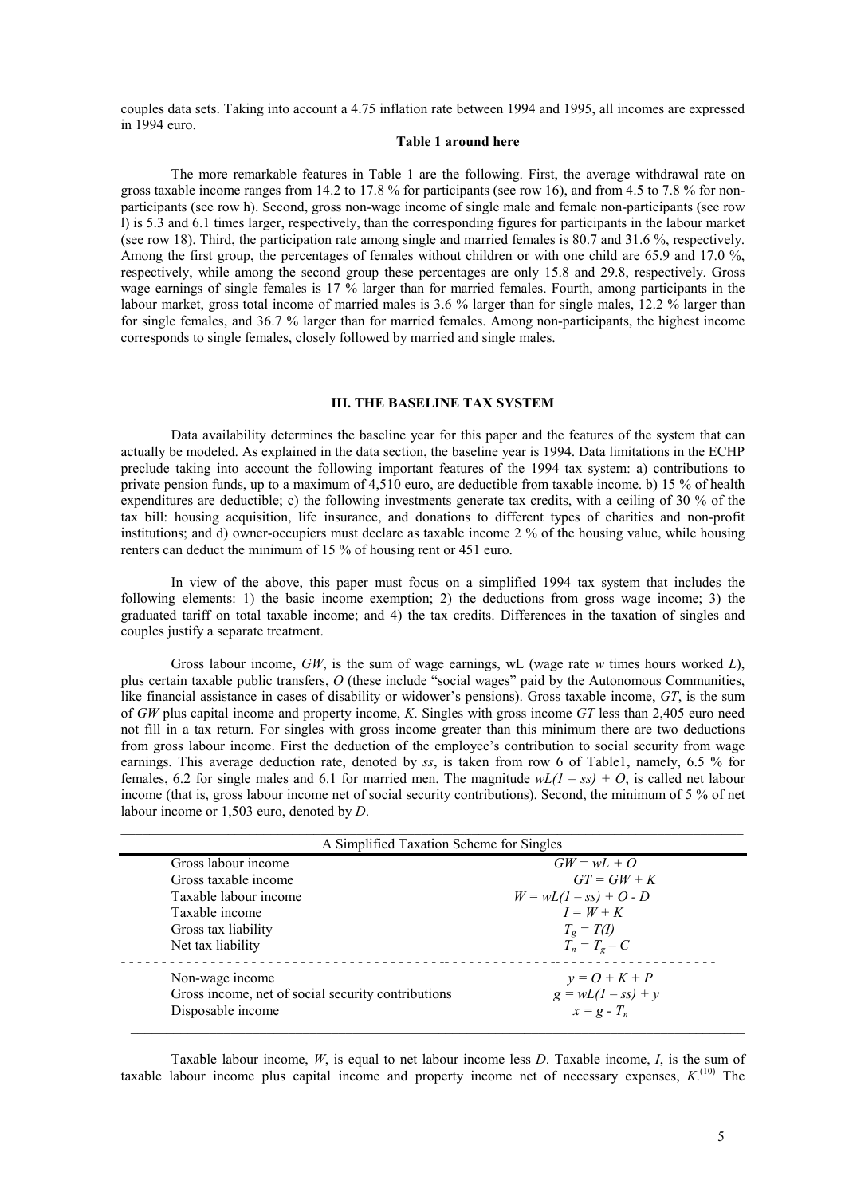couples data sets. Taking into account a 4.75 inflation rate between 1994 and 1995, all incomes are expressed in 1994 euro.

**Table 1 around here**

The more remarkable features in Table 1 are the following. First, the average withdrawal rate on gross taxable income ranges from 14.2 to 17.8 % for participants (see row 16), and from 4.5 to 7.8 % for non-participants (see row h). Second, gross non-wage income of single male and female non-participants (see row l) is 5.3 and 6.1 times larger, respectively, than the corresponding figures for participants in the labour market (see row 18). Third, the participation rate among single and married females is 80.7 and 31.6 %, respectively. Among the first group, the percentages of females without children or with one child are 65.9 and 17.0 %, respectively, while among the second group these percentages are only 15.8 and 29.8, respectively. Gross wage earnings of single females is 17 % larger than for married females. Fourth, among participants in the labour market, gross total income of married males is 3.6 % larger than for single males, 12.2 % larger than for single females, and 36.7 % larger than for married females. Among non-participants, the highest income corresponds to single females, closely followed by married and single males.

## III. THE BASELINE TAX SYSTEM

Data availability determines the baseline year for this paper and the features of the system that can actually be modeled. As explained in the data section, the baseline year is 1994. Data limitations in the ECHP preclude taking into account the following important features of the 1994 tax system: a) contributions to private pension funds, up to a maximum of 4,510 euro, are deductible from taxable income. b) 15 % of health expenditures are deductible; c) the following investments generate tax credits, with a ceiling of 30 % of the tax bill: housing acquisition, life insurance, and donations to different types of charities and non-profit institutions; and d) owner-occupiers must declare as taxable income 2 % of the housing value, while housing renters can deduct the minimum of 15 % of housing rent or 451 euro.

In view of the above, this paper must focus on a simplified 1994 tax system that includes the following elements: 1) the basic income exemption; 2) the deductions from gross wage income; 3) the graduated tariff on total taxable income; and 4) the tax credits. Differences in the taxation of singles and couples justify a separate treatment.

Gross labour income, *GW*, is the sum of wage earnings, wL (wage rate $w$ times hours worked $L$), plus certain taxable public transfers, $O$ (these include "social wages" paid by the Autonomous Communities, like financial assistance in cases of disability or widower's pensions). Gross taxable income, *GT*, is the sum of *GW* plus capital income and property income, $K$. Singles with gross income *GT* less than 2,405 euro need not fill in a tax return. For singles with gross income greater than this minimum there are two deductions from gross labour income. First the deduction of the employee's contribution to social security from wage earnings. This average deduction rate, denoted by $ss$, is taken from row 6 of Table1, namely, 6.5 % for females, 6.2 for single males and 6.1 for married men. The magnitude $wL(1 - ss) + O$, is called net labour income (that is, gross labour income net of social security contributions). Second, the minimum of 5 % of net labour income or 1,503 euro, denoted by $D$.

| A Simplified Taxation Scheme for Singles | |
|---|---|
| Gross labour income | $GW = wL + O$ |
| Gross taxable income | $GT = GW + K$ |
| Taxable labour income | $W = wL(1 - ss) + O - D$ |
| Taxable income | $I = W + K$ |
| Gross tax liability | $T_g = T(I)$ |
| Net tax liability | $T_n = T_g - C$ |
| Non-wage income | $y = O + K + P$ |
| Gross income, net of social security contributions | $g = wL(1 - ss) + y$ |
| Disposable income | $x = g - T_n$ |

Taxable labour income, $W$, is equal to net labour income less $D$. Taxable income, $I$, is the sum of taxable labour income plus capital income and property income net of necessary expenses, $K$.[10] The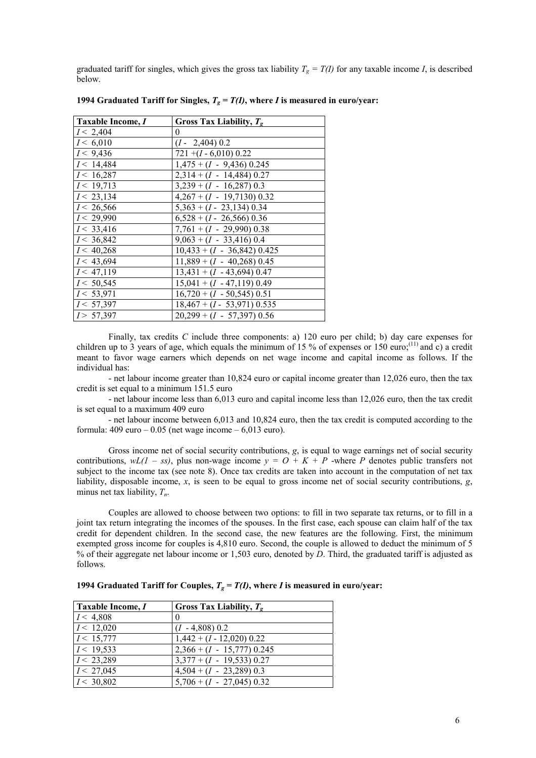graduated tariff for singles, which gives the gross tax liability $T_g = T(I)$ for any taxable income $I$, is described below.

**1994 Graduated Tariff for Singles, $T_g = T(I)$, where $I$ is measured in euro/year:**

| Taxable Income, $I$ | Gross Tax Liability, $T_g$ |
|---|---|
| $I <$ 2,404 | 0 |
| $I <$ 6,010 | ($I$ - 2,404) 0.2 |
| $I <$ 9,436 | 721 +($I$ - 6,010) 0.22 |
| $I <$ 14,484 | 1,475 + ($I$ - 9,436) 0.245 |
| $I <$ 16,287 | 2,314 + ($I$ - 14,484) 0.27 |
| $I <$ 19,713 | 3,239 + ($I$ - 16,287) 0.3 |
| $I <$ 23,134 | 4,267 + ($I$ - 19,7130) 0.32 |
| $I <$ 26,566 | 5,363 + ($I$ - 23,134) 0.34 |
| $I <$ 29,990 | 6,528 + ($I$ - 26,566) 0.36 |
| $I <$ 33,416 | 7,761 + ($I$ - 29,990) 0.38 |
| $I <$ 36,842 | 9,063 + ($I$ - 33,416) 0.4 |
| $I <$ 40,268 | 10,433 + ($I$ - 36,842) 0.425 |
| $I <$ 43,694 | 11,889 + ($I$ - 40,268) 0.45 |
| $I <$ 47,119 | 13,431 + ($I$ - 43,694) 0.47 |
| $I <$ 50,545 | 15,041 + ($I$ - 47,119) 0.49 |
| $I <$ 53,971 | 16,720 + ($I$ - 50,545) 0.51 |
| $I <$ 57,397 | 18,467 + ($I$ - 53,971) 0.535 |
| $I >$ 57,397 | 20,299 + ($I$ - 57,397) 0.56 |

Finally, tax credits $C$ include three components: a) 120 euro per child; b) day care expenses for children up to 3 years of age, which equals the minimum of 15 % of expenses or 150 euro;[11] and c) a credit meant to favor wage earners which depends on net wage income and capital income as follows. If the individual has:

- net labour income greater than 10,824 euro or capital income greater than 12,026 euro, then the tax credit is set equal to a minimum 151.5 euro

- net labour income less than 6,013 euro and capital income less than 12,026 euro, then the tax credit is set equal to a maximum 409 euro

- net labour income between 6,013 and 10,824 euro, then the tax credit is computed according to the formula: 409 euro – 0.05 (net wage income – 6,013 euro).

Gross income net of social security contributions, $g$, is equal to wage earnings net of social security contributions, $wL(1 - ss)$, plus non-wage income $y = O + K + P$ -where $P$ denotes public transfers not subject to the income tax (see note 8). Once tax credits are taken into account in the computation of net tax liability, disposable income, $x$, is seen to be equal to gross income net of social security contributions, $g$, minus net tax liability, $T_n$.

Couples are allowed to choose between two options: to fill in two separate tax returns, or to fill in a joint tax return integrating the incomes of the spouses. In the first case, each spouse can claim half of the tax credit for dependent children. In the second case, the new features are the following. First, the minimum exempted gross income for couples is 4,810 euro. Second, the couple is allowed to deduct the minimum of 5 % of their aggregate net labour income or 1,503 euro, denoted by $D$. Third, the graduated tariff is adjusted as follows.

**1994 Graduated Tariff for Couples, $T_g = T(I)$, where $I$ is measured in euro/year:**

| Taxable Income, $I$ | Gross Tax Liability, $T_g$ |
|---|---|
| $I <$ 4,808 | 0 |
| $I <$ 12,020 | ($I$ - 4,808) 0.2 |
| $I <$ 15,777 | 1,442 + ($I$ - 12,020) 0.22 |
| $I <$ 19,533 | 2,366 + ($I$ - 15,777) 0.245 |
| $I <$ 23,289 | 3,377 + ($I$ - 19,533) 0.27 |
| $I <$ 27,045 | 4,504 + ($I$ - 23,289) 0.3 |
| $I <$ 30,802 | 5,706 + ($I$ - 27,045) 0.32 |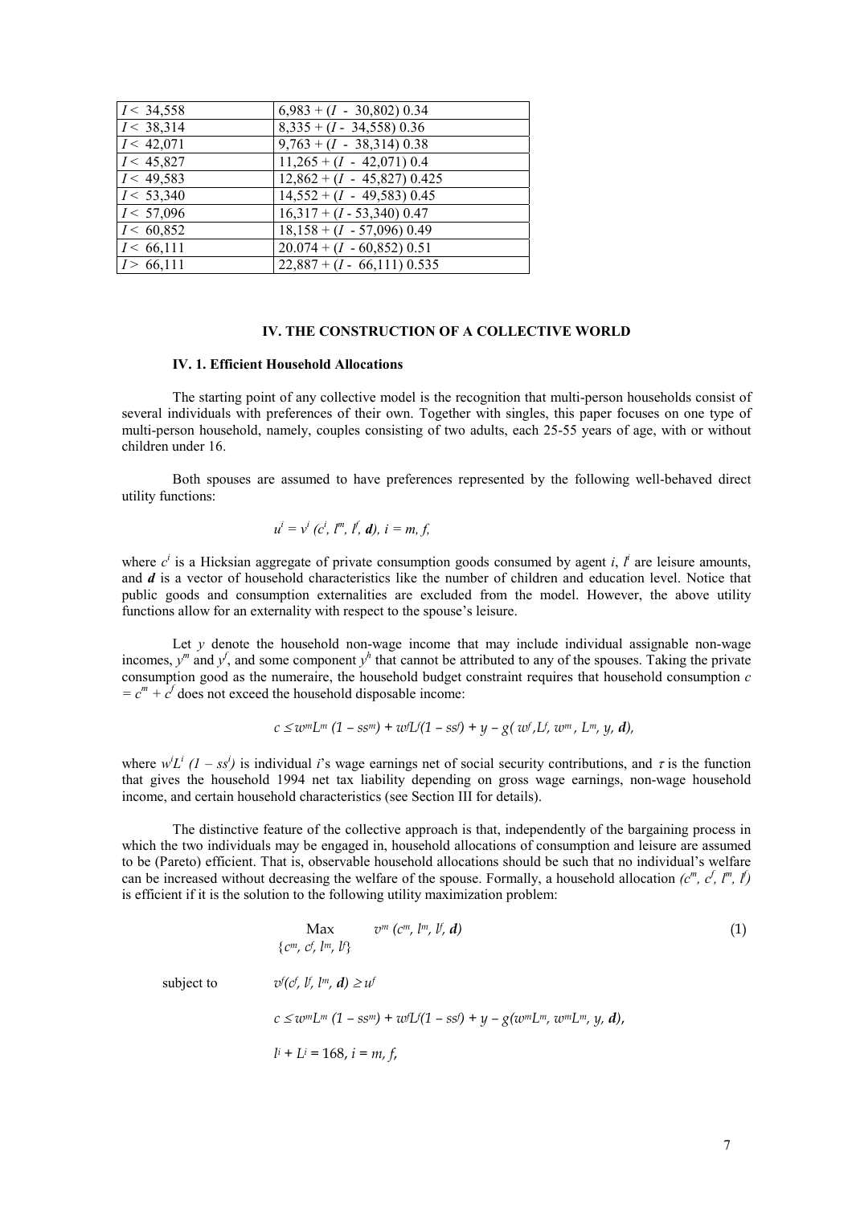| $I < 34{,}558$ | $6{,}983 + (I - 30{,}802)\ 0.34$ |
|---|---|
| $I < 38{,}314$ | $8{,}335 + (I - 34{,}558)\ 0.36$ |
| $I < 42{,}071$ | $9{,}763 + (I - 38{,}314)\ 0.38$ |
| $I < 45{,}827$ | $11{,}265 + (I - 42{,}071)\ 0.4$ |
| $I < 49{,}583$ | $12{,}862 + (I - 45{,}827)\ 0.425$ |
| $I < 53{,}340$ | $14{,}552 + (I - 49{,}583)\ 0.45$ |
| $I < 57{,}096$ | $16{,}317 + (I - 53{,}340)\ 0.47$ |
| $I < 60{,}852$ | $18{,}158 + (I - 57{,}096)\ 0.49$ |
| $I < 66{,}111$ | $20.074 + (I - 60{,}852)\ 0.51$ |
| $I > 66{,}111$ | $22{,}887 + (I - 66{,}111)\ 0.535$ |

## IV. THE CONSTRUCTION OF A COLLECTIVE WORLD

### IV. 1. Efficient Household Allocations

The starting point of any collective model is the recognition that multi-person households consist of several individuals with preferences of their own. Together with singles, this paper focuses on one type of multi-person household, namely, couples consisting of two adults, each 25-55 years of age, with or without children under 16.

Both spouses are assumed to have preferences represented by the following well-behaved direct utility functions:

$$u^i = v^i\,(c^i, l^m, l^f, \boldsymbol{d}),\; i = m, f,$$

where $c^i$ is a Hicksian aggregate of private consumption goods consumed by agent $i$, $l^i$ are leisure amounts, and $\boldsymbol{d}$ is a vector of household characteristics like the number of children and education level. Notice that public goods and consumption externalities are excluded from the model. However, the above utility functions allow for an externality with respect to the spouse's leisure.

Let $y$ denote the household non-wage income that may include individual assignable non-wage incomes, $y^m$ and $y^f$, and some component $y^h$ that cannot be attributed to any of the spouses. Taking the private consumption good as the numeraire, the household budget constraint requires that household consumption $c = c^m + c^f$ does not exceed the household disposable income:

$$c \leq w^m L^m\,(1 - ss^m) + w^f L^f (1 - ss^f) + y - g(\,w^f, L^f, w^m, L^m, y, \boldsymbol{d}),$$

where $w^i L^i\,(1 - ss^i)$ is individual $i$'s wage earnings net of social security contributions, and $\tau$ is the function that gives the household 1994 net tax liability depending on gross wage earnings, non-wage household income, and certain household characteristics (see Section III for details).

The distinctive feature of the collective approach is that, independently of the bargaining process in which the two individuals may be engaged in, household allocations of consumption and leisure are assumed to be (Pareto) efficient. That is, observable household allocations should be such that no individual's welfare can be increased without decreasing the welfare of the spouse. Formally, a household allocation $(c^m, c^f, l^m, l^f)$ is efficient if it is the solution to the following utility maximization problem:

$$\underset{\{c^m,\, c^f,\, l^m,\, l^f\}}{\text{Max}} \quad v^m\,(c^m, l^m, l^f, \boldsymbol{d}) \tag{1}$$

subject to

$$v^f(c^f, l^f, l^m, \boldsymbol{d}) \geq u^f$$

$$c \leq w^m L^m\,(1 - ss^m) + w^f L^f (1 - ss^f) + y - g(w^m L^m, w^m L^m, y, \boldsymbol{d}),$$

$$l^i + L^i = 168,\; i = m, f,$$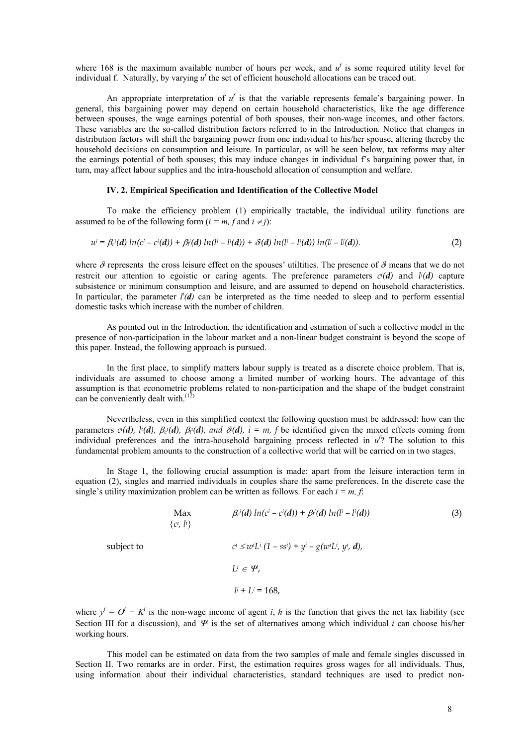where 168 is the maximum available number of hours per week, and $u^f$ is some required utility level for individual f. Naturally, by varying $u^f$ the set of efficient household allocations can be traced out.

An appropriate interpretation of $u^f$ is that the variable represents female's bargaining power. In general, this bargaining power may depend on certain household characteristics, like the age difference between spouses, the wage earnings potential of both spouses, their non-wage incomes, and other factors. These variables are the so-called distribution factors referred to in the Introduction. Notice that changes in distribution factors will shift the bargaining power from one individual to his/her spouse, altering thereby the household decisions on consumption and leisure. In particular, as will be seen below, tax reforms may alter the earnings potential of both spouses; this may induce changes in individual f's bargaining power that, in turn, may affect labour supplies and the intra-household allocation of consumption and welfare.

### IV. 2. Empirical Specification and Identification of the Collective Model

To make the efficiency problem (1) empirically tractable, the individual utility functions are assumed to be of the following form ($i = m, f$ and $i \neq j$):

$$u^i = \beta_c^i(\mathbf{d}) \ln(c^i - c^i(\mathbf{d})) + \beta_l^i(\mathbf{d}) \ln(l^i - l^i(\mathbf{d})) + \delta(\mathbf{d}) \ln(l^i - l^i(\mathbf{d})) \ln(l^j - l^j(\mathbf{d})). \tag{2}$$

where $\delta$ represents the cross leisure effect on the spouses' utiltities. The presence of $\delta$ means that we do not restrcit our attention to egoistic or caring agents. The preference parameters $c^i(\mathbf{d})$ and $l^i(\mathbf{d})$ capture subsistence or minimum consumption and leisure, and are assumed to depend on household characteristics. In particular, the parameter $l^i(\mathbf{d})$ can be interpreted as the time needed to sleep and to perform essential domestic tasks which increase with the number of children.

As pointed out in the Introduction, the identification and estimation of such a collective model in the presence of non-participation in the labour market and a non-linear budget constraint is beyond the scope of this paper. Instead, the following approach is pursued.

In the first place, to simplify matters labour supply is treated as a discrete choice problem. That is, individuals are assumed to choose among a limited number of working hours. The advantage of this assumption is that econometric problems related to non-participation and the shape of the budget constraint can be conveniently dealt with.[12]

Nevertheless, even in this simplified context the following question must be addressed: how can the parameters $c^i(\mathbf{d})$, $l^i(\mathbf{d})$, $\beta_c^i(\mathbf{d})$, $\beta_l^i(\mathbf{d})$, and $\delta(\mathbf{d})$, $i = m, f$ be identified given the mixed effects coming from individual preferences and the intra-household bargaining process reflected in $u^f$? The solution to this fundamental problem amounts to the construction of a collective world that will be carried on in two stages.

In Stage 1, the following crucial assumption is made: apart from the leisure interaction term in equation (2), singles and married individuals in couples share the same preferences. In the discrete case the single's utility maximization problem can be written as follows. For each $i = m, f$:

$$\max_{\{c^i,\, l^i\}} \quad \beta_c^i(\mathbf{d}) \ln(c^i - c^i(\mathbf{d})) + \beta_l^i(\mathbf{d}) \ln(l^i - l^i(\mathbf{d})) \tag{3}$$

subject to

$$c^i \leq w^i L^i (1 - ss^i) + y^i - g(w^i L^i, y^i, \mathbf{d}),$$

$$L^i \in \Psi^i,$$

$$l^i + L^i = 168,$$

where $y^i = O^i + K^i$ is the non-wage income of agent $i$, $h$ is the function that gives the net tax liability (see Section III for a discussion), and $\Psi^i$ is the set of alternatives among which individual $i$ can choose his/her working hours.

This model can be estimated on data from the two samples of male and female singles discussed in Section II. Two remarks are in order. First, the estimation requires gross wages for all individuals. Thus, using information about their individual characteristics, standard techniques are used to predict non-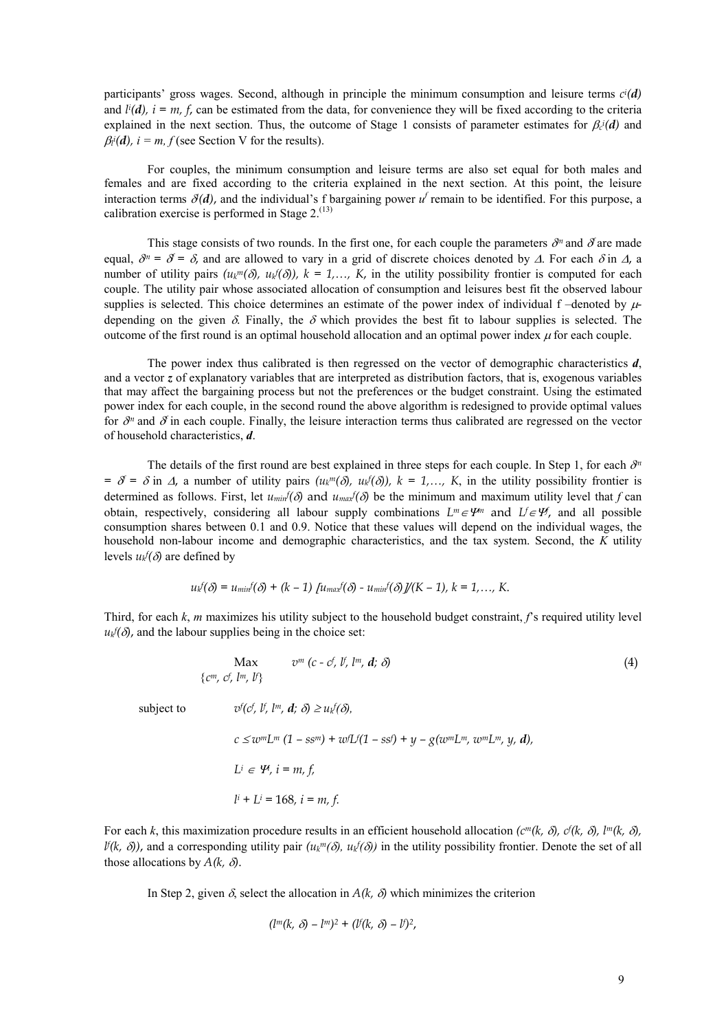participants' gross wages. Second, although in principle the minimum consumption and leisure terms $c^i(\boldsymbol{d})$ and $l^i(\boldsymbol{d})$, $i = m, f$, can be estimated from the data, for convenience they will be fixed according to the criteria explained in the next section. Thus, the outcome of Stage 1 consists of parameter estimates for $\beta_c{}^i(\boldsymbol{d})$ and $\beta_l{}^i(\boldsymbol{d})$, $i = m, f$ (see Section V for the results).

For couples, the minimum consumption and leisure terms are also set equal for both males and females and are fixed according to the criteria explained in the next section. At this point, the leisure interaction terms $\delta^i(\boldsymbol{d})$, and the individual's f bargaining power $u^f$ remain to be identified. For this purpose, a calibration exercise is performed in Stage 2.[13]

This stage consists of two rounds. In the first one, for each couple the parameters $\delta^n$ and $\delta^f$ are made equal, $\delta^n = \delta^f = \delta$, and are allowed to vary in a grid of discrete choices denoted by $\Delta$. For each $\delta$ in $\Delta$, a number of utility pairs $(u_k{}^m(\delta),\ u_k{}^f(\delta))$, $k = 1,\ldots,\ K$, in the utility possibility frontier is computed for each couple. The utility pair whose associated allocation of consumption and leisures best fit the observed labour supplies is selected. This choice determines an estimate of the power index of individual f –denoted by $\mu$- depending on the given $\delta$. Finally, the $\delta$ which provides the best fit to labour supplies is selected. The outcome of the first round is an optimal household allocation and an optimal power index $\mu$ for each couple.

The power index thus calibrated is then regressed on the vector of demographic characteristics $\boldsymbol{d}$, and a vector $\boldsymbol{z}$ of explanatory variables that are interpreted as distribution factors, that is, exogenous variables that may affect the bargaining process but not the preferences or the budget constraint. Using the estimated power index for each couple, in the second round the above algorithm is redesigned to provide optimal values for $\delta^n$ and $\delta^f$ in each couple. Finally, the leisure interaction terms thus calibrated are regressed on the vector of household characteristics, $\boldsymbol{d}$.

The details of the first round are best explained in three steps for each couple. In Step 1, for each $\delta^n = \delta^f = \delta$ in $\Delta$, a number of utility pairs $(u_k{}^m(\delta),\ u_k{}^f(\delta))$, $k = 1,\ldots,\ K$, in the utility possibility frontier is determined as follows. First, let $u_{min}{}^f(\delta)$ and $u_{max}{}^f(\delta)$ be the minimum and maximum utility level that $f$ can obtain, respectively, considering all labour supply combinations $L^m \in \Psi^m$ and $L^f \in \Psi^f$, and all possible consumption shares between 0.1 and 0.9. Notice that these values will depend on the individual wages, the household non-labour income and demographic characteristics, and the tax system. Second, the $K$ utility levels $u_k{}^f(\delta)$ are defined by

$$u_k{}^f(\delta) = u_{min}{}^f(\delta) + (k - 1)\ [u_{max}{}^f(\delta) - u_{min}{}^f(\delta)]/(K - 1),\ k = 1,\ldots,\ K.$$

Third, for each $k$, $m$ maximizes his utility subject to the household budget constraint, $f$'s required utility level $u_k{}^f(\delta)$, and the labour supplies being in the choice set:

$$\max_{\{c^m,\ c^f,\ l^m,\ l^f\}} \quad v^m\ (c - c^f,\ l^f,\ l^m,\ \boldsymbol{d};\ \delta) \tag{4}$$

subject to

$$v^f(c^f,\ l^f,\ l^m,\ \boldsymbol{d};\ \delta) \geq u_k{}^f(\delta),$$

$$c \leq w^m L^m\ (1 - ss^m) + w^f L^f (1 - ss^f) + y - g(w^m L^m,\ w^m L^m,\ y,\ \boldsymbol{d}),$$

$$L^i \in \Psi^i,\ i = m, f,$$

$$l^i + L^i = 168,\ i = m, f.$$

For each $k$, this maximization procedure results in an efficient household allocation $(c^m(k,\ \delta),\ c^f(k,\ \delta),\ l^m(k,\ \delta),\ l^f(k,\ \delta))$, and a corresponding utility pair $(u_k{}^m(\delta),\ u_k{}^f(\delta))$ in the utility possibility frontier. Denote the set of all those allocations by $A(k,\ \delta)$.

In Step 2, given $\delta$, select the allocation in $A(k,\ \delta)$ which minimizes the criterion

$$(l^m(k,\ \delta) - l^m)^2 + (l^f(k,\ \delta) - l^f)^2,$$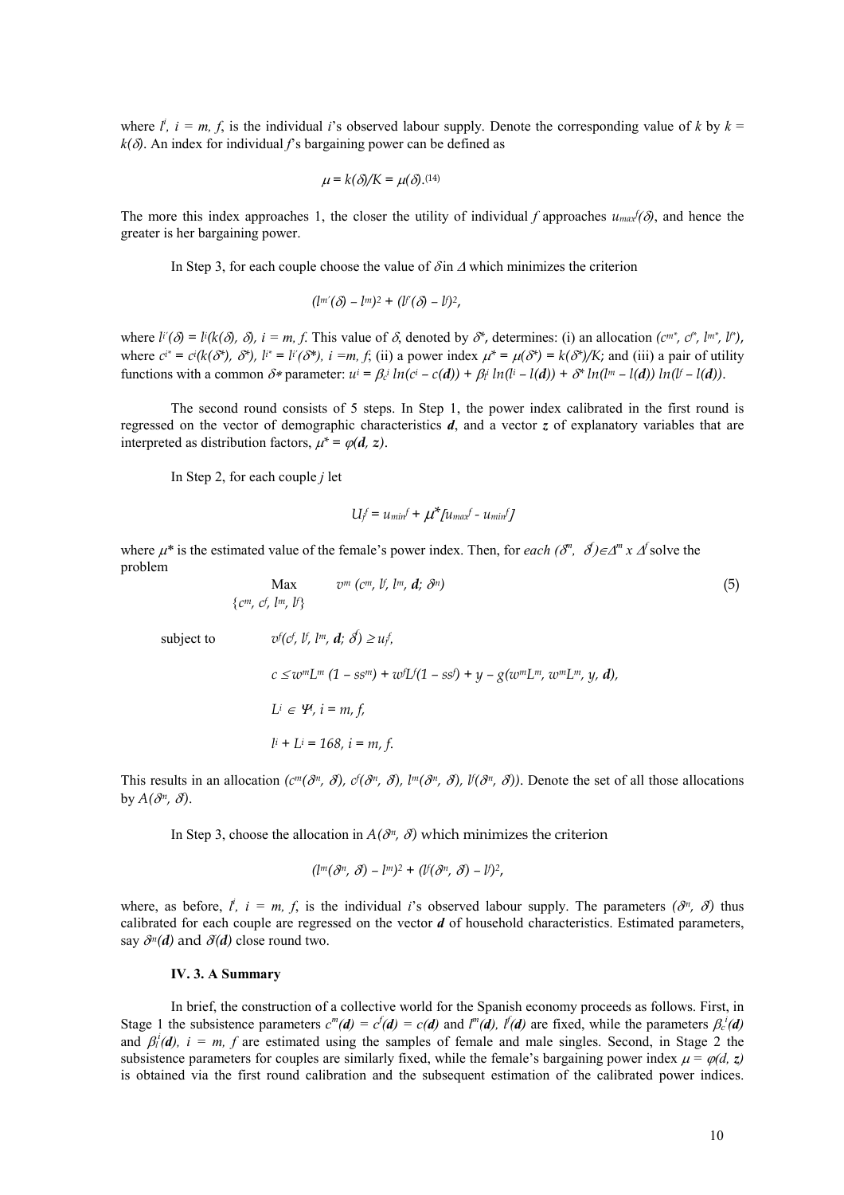where $l^i$, $i = m, f$, is the individual $i$'s observed labour supply. Denote the corresponding value of $k$ by $k = k(\delta)$. An index for individual $f$'s bargaining power can be defined as

$$\mu = k(\delta)/K = \mu(\delta).^{(14)}$$

The more this index approaches 1, the closer the utility of individual $f$ approaches $u_{max}^f(\delta)$, and hence the greater is her bargaining power.

In Step 3, for each couple choose the value of $\delta$ in $\Delta$ which minimizes the criterion

$$(l^{m'}(\delta) - l^m)^2 + (l^{f'}(\delta) - l^f)^2,$$

where $l^{i'}(\delta) = l^i(k(\delta), \delta)$, $i = m, f$. This value of $\delta$, denoted by $\delta^*$, determines: (i) an allocation $(c^{m*}, c^{f*}, l^{m*}, l^{f*})$, where $c^{i*} = c^i(k(\delta^*), \delta^*)$, $l^{i*} = l^{i'}(\delta^*)$, $i = m, f$; (ii) a power index $\mu^* = \mu(\delta^*) = k(\delta^*)/K$; and (iii) a pair of utility functions with a common $\delta^*$ parameter: $u^i = \beta_c^i \ln(c^i - c(\boldsymbol{d})) + \beta_l^i \ln(l^i - l(\boldsymbol{d})) + \delta^* \ln(l^m - l(\boldsymbol{d})) \ln(l^f - l(\boldsymbol{d}))$.

The second round consists of 5 steps. In Step 1, the power index calibrated in the first round is regressed on the vector of demographic characteristics $\boldsymbol{d}$, and a vector $\boldsymbol{z}$ of explanatory variables that are interpreted as distribution factors, $\mu^* = \varphi(\boldsymbol{d}, \boldsymbol{z})$.

In Step 2, for each couple $j$ let

$$U_j^f = u_{min}^f + \mu^*[u_{max}^f - u_{min}^f]$$

where $\mu^*$ is the estimated value of the female's power index. Then, for *each* $(\delta^m, \delta^f) \in \Delta^m \times \Delta^f$ solve the problem

$$\max_{\{c^m, c^f, l^m, l^f\}} \quad v^m(c^m, l^f, l^m, \boldsymbol{d}; \delta^n) \tag{5}$$

subject to 
$$v^f(c^f, l^f, l^m, \boldsymbol{d}; \delta^f) \geq u_j^f,$$

$$c \leq w^m L^m (1 - ss^m) + w^f L^f (1 - ss^f) + y - g(w^m L^m, w^m L^m, y, \boldsymbol{d}),$$

$$L^i \in \Psi, \ i = m, f,$$

$$l^i + L^i = 168, \ i = m, f.$$

This results in an allocation $(c^m(\delta^n, \delta^f), c^f(\delta^n, \delta^f), l^m(\delta^n, \delta^f), l^f(\delta^n, \delta^f))$. Denote the set of all those allocations by $A(\delta^n, \delta^f)$.

In Step 3, choose the allocation in $A(\delta^n, \delta^f)$ which minimizes the criterion

$$(l^m(\delta^n, \delta^f) - l^m)^2 + (l^f(\delta^n, \delta^f) - l^f)^2,$$

where, as before, $l^i$, $i = m, f$, is the individual $i$'s observed labour supply. The parameters $(\delta^n, \delta^f)$ thus calibrated for each couple are regressed on the vector $\boldsymbol{d}$ of household characteristics. Estimated parameters, say $\delta^n(\boldsymbol{d})$ and $\delta^f(\boldsymbol{d})$ close round two.

### IV. 3. A Summary

In brief, the construction of a collective world for the Spanish economy proceeds as follows. First, in Stage 1 the subsistence parameters $c^m(\boldsymbol{d}) = c^f(\boldsymbol{d}) = c(\boldsymbol{d})$ and $l^m(\boldsymbol{d})$, $l^f(\boldsymbol{d})$ are fixed, while the parameters $\beta_c^i(\boldsymbol{d})$ and $\beta_l^i(\boldsymbol{d})$, $i = m, f$ are estimated using the samples of female and male singles. Second, in Stage 2 the subsistence parameters for couples are similarly fixed, while the female's bargaining power index $\mu = \varphi(d, z)$ is obtained via the first round calibration and the subsequent estimation of the calibrated power indices.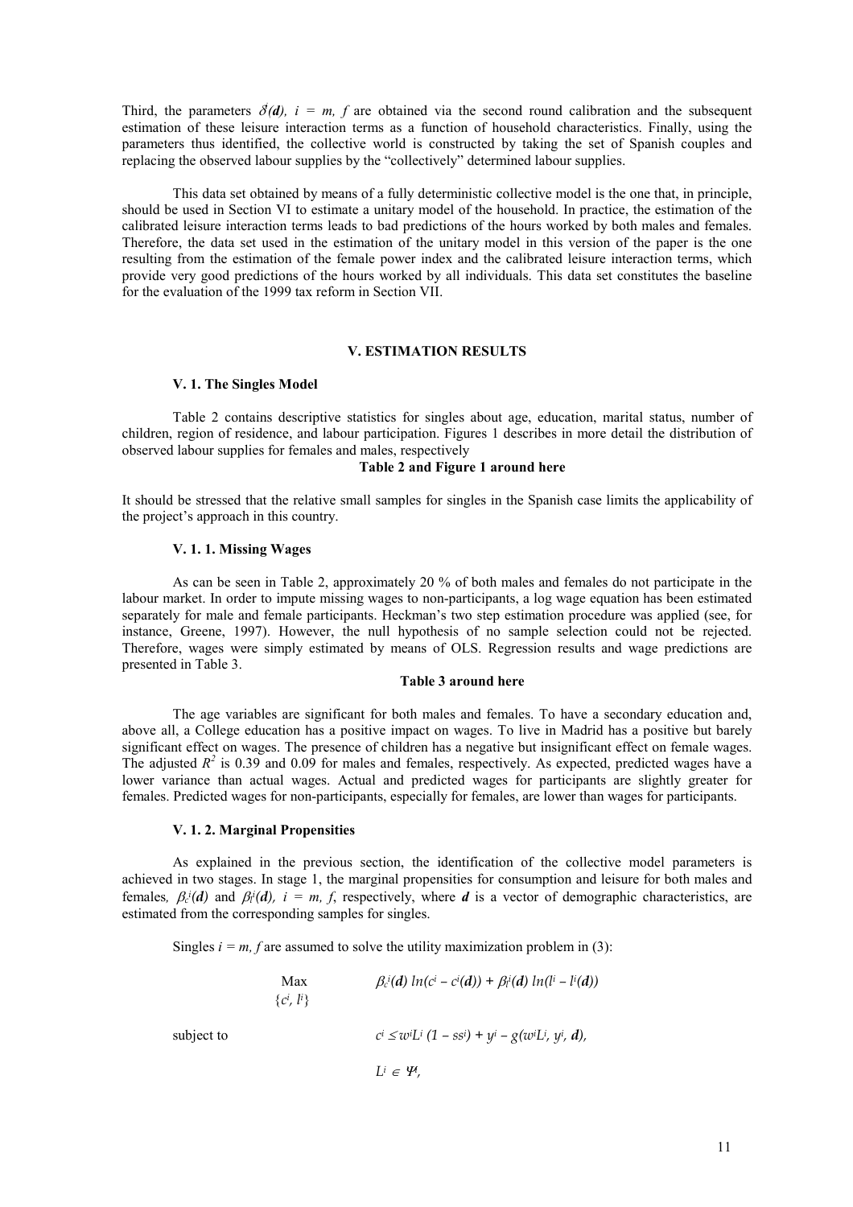Third, the parameters $\delta^i(\boldsymbol{d})$, $i = m, f$ are obtained via the second round calibration and the subsequent estimation of these leisure interaction terms as a function of household characteristics. Finally, using the parameters thus identified, the collective world is constructed by taking the set of Spanish couples and replacing the observed labour supplies by the "collectively" determined labour supplies.

This data set obtained by means of a fully deterministic collective model is the one that, in principle, should be used in Section VI to estimate a unitary model of the household. In practice, the estimation of the calibrated leisure interaction terms leads to bad predictions of the hours worked by both males and females. Therefore, the data set used in the estimation of the unitary model in this version of the paper is the one resulting from the estimation of the female power index and the calibrated leisure interaction terms, which provide very good predictions of the hours worked by all individuals. This data set constitutes the baseline for the evaluation of the 1999 tax reform in Section VII.

## V. ESTIMATION RESULTS

### V. 1. The Singles Model

Table 2 contains descriptive statistics for singles about age, education, marital status, number of children, region of residence, and labour participation. Figures 1 describes in more detail the distribution of observed labour supplies for females and males, respectively

**Table 2 and Figure 1 around here**

It should be stressed that the relative small samples for singles in the Spanish case limits the applicability of the project's approach in this country.

### V. 1. 1. Missing Wages

As can be seen in Table 2, approximately 20 % of both males and females do not participate in the labour market. In order to impute missing wages to non-participants, a log wage equation has been estimated separately for male and female participants. Heckman's two step estimation procedure was applied (see, for instance, Greene, 1997). However, the null hypothesis of no sample selection could not be rejected. Therefore, wages were simply estimated by means of OLS. Regression results and wage predictions are presented in Table 3.

**Table 3 around here**

The age variables are significant for both males and females. To have a secondary education and, above all, a College education has a positive impact on wages. To live in Madrid has a positive but barely significant effect on wages. The presence of children has a negative but insignificant effect on female wages. The adjusted $R^2$ is 0.39 and 0.09 for males and females, respectively. As expected, predicted wages have a lower variance than actual wages. Actual and predicted wages for participants are slightly greater for females. Predicted wages for non-participants, especially for females, are lower than wages for participants.

### V. 1. 2. Marginal Propensities

As explained in the previous section, the identification of the collective model parameters is achieved in two stages. In stage 1, the marginal propensities for consumption and leisure for both males and females, $\beta_c^i(\boldsymbol{d})$ and $\beta_l^i(\boldsymbol{d})$, $i = m, f$, respectively, where $\boldsymbol{d}$ is a vector of demographic characteristics, are estimated from the corresponding samples for singles.

Singles $i = m, f$ are assumed to solve the utility maximization problem in (3):

$$\max_{\{c^i,\, l^i\}} \quad \beta_c^i(\boldsymbol{d}) \ln(c^i - c^i(\boldsymbol{d})) + \beta_l^i(\boldsymbol{d}) \ln(l^i - l^i(\boldsymbol{d}))$$

subject to

$$c^i \leq w^i L^i (1 - ss^i) + y^i - g(w^i L^i, y^i, \boldsymbol{d}),$$

$$L^i \in \Psi^i,$$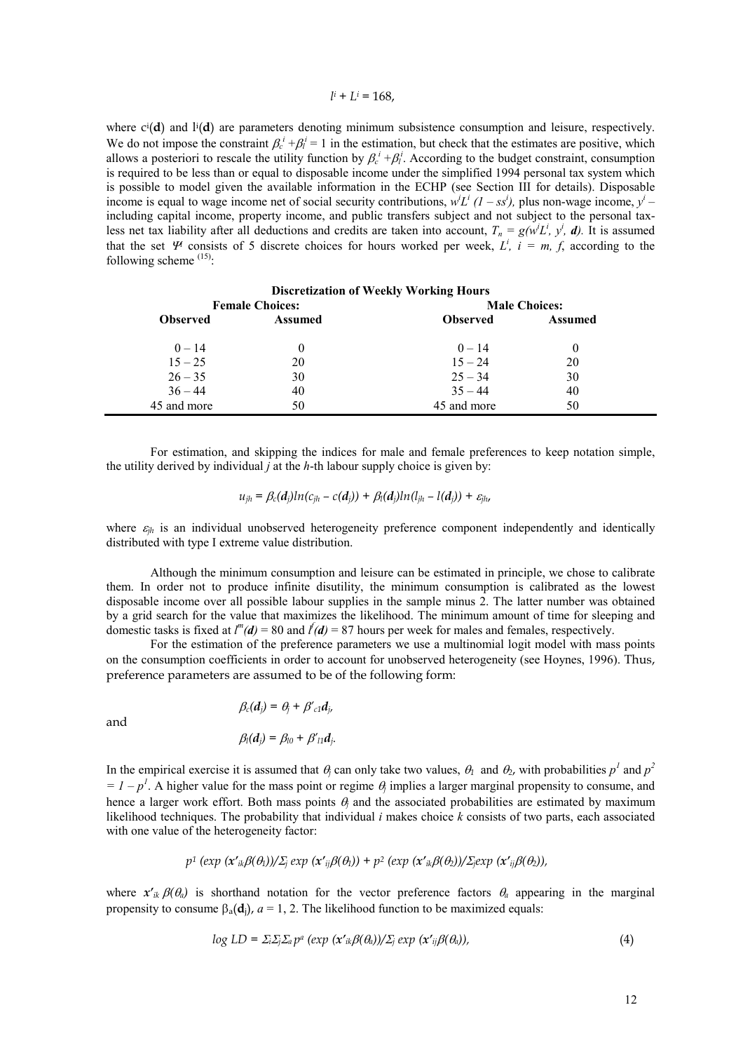$$l^i + L^i = 168,$$

where $c^i(\mathbf{d})$ and $l^i(\mathbf{d})$ are parameters denoting minimum subsistence consumption and leisure, respectively. We do not impose the constraint $\beta_c^i + \beta_l^i = 1$ in the estimation, but check that the estimates are positive, which allows a posteriori to rescale the utility function by $\beta_c^i + \beta_l^i$. According to the budget constraint, consumption is required to be less than or equal to disposable income under the simplified 1994 personal tax system which is possible to model given the available information in the ECHP (see Section III for details). Disposable income is equal to wage income net of social security contributions, $w^i L^i (1 - ss^i)$, plus non-wage income, $y^i$ – including capital income, property income, and public transfers subject and not subject to the personal tax-less net tax liability after all deductions and credits are taken into account, $T_n = g(w^i L^i, y^i, \mathbf{d})$. It is assumed that the set $\Psi^i$ consists of 5 discrete choices for hours worked per week, $L^i$, $i = m, f$, according to the following scheme [15]:

**Discretization of Weekly Working Hours**

| Female Choices: | | Male Choices: | |
|---|---|---|---|
| **Observed** | **Assumed** | **Observed** | **Assumed** |
| 0 – 14 | 0 | 0 – 14 | 0 |
| 15 – 25 | 20 | 15 – 24 | 20 |
| 26 – 35 | 30 | 25 – 34 | 30 |
| 36 – 44 | 40 | 35 – 44 | 40 |
| 45 and more | 50 | 45 and more | 50 |

For estimation, and skipping the indices for male and female preferences to keep notation simple, the utility derived by individual $j$ at the $h$-th labour supply choice is given by:

$$u_{jh} = \beta_c(\mathbf{d}_j)\ln(c_{jh} - c(\mathbf{d}_j)) + \beta_l(\mathbf{d}_j)\ln(l_{jh} - l(\mathbf{d}_j)) + \varepsilon_{jh},$$

where $\varepsilon_{jh}$ is an individual unobserved heterogeneity preference component independently and identically distributed with type I extreme value distribution.

Although the minimum consumption and leisure can be estimated in principle, we chose to calibrate them. In order not to produce infinite disutility, the minimum consumption is calibrated as the lowest disposable income over all possible labour supplies in the sample minus 2. The latter number was obtained by a grid search for the value that maximizes the likelihood. The minimum amount of time for sleeping and domestic tasks is fixed at $l^m(\mathbf{d}) = 80$ and $l^f(\mathbf{d}) = 87$ hours per week for males and females, respectively.

For the estimation of the preference parameters we use a multinomial logit model with mass points on the consumption coefficients in order to account for unobserved heterogeneity (see Hoynes, 1996). Thus, preference parameters are assumed to be of the following form:

$$\beta_c(\mathbf{d}_j) = \theta_j + \beta'_{c1}\mathbf{d}_j,$$

and

$$\beta_l(\mathbf{d}_j) = \beta_{l0} + \beta'_{l1}\mathbf{d}_j.$$

In the empirical exercise it is assumed that $\theta_j$ can only take two values, $\theta_1$ and $\theta_2$, with probabilities $p^1$ and $p^2 = 1 - p^1$. A higher value for the mass point or regime $\theta_j$ implies a larger marginal propensity to consume, and hence a larger work effort. Both mass points $\theta_j$ and the associated probabilities are estimated by maximum likelihood techniques. The probability that individual $i$ makes choice $k$ consists of two parts, each associated with one value of the heterogeneity factor:

$$p^1 \left(\exp(\mathbf{x}'_{ik}\beta(\theta_1))/\Sigma_j \exp(\mathbf{x}'_{ij}\beta(\theta_1))\right) + p^2 \left(\exp(\mathbf{x}'_{ik}\beta(\theta_2))/\Sigma_j \exp(\mathbf{x}'_{ij}\beta(\theta_2))\right),$$

where $\mathbf{x}'_{ik}\beta(\theta_a)$ is shorthand notation for the vector preference factors $\theta_a$ appearing in the marginal propensity to consume $\beta_a(\mathbf{d}_j)$, $a = 1, 2$. The likelihood function to be maximized equals:

$$\log LD = \Sigma_i \Sigma_j \Sigma_a p^a \left(\exp(\mathbf{x}'_{ik}\beta(\theta_a))/\Sigma_j \exp(\mathbf{x}'_{ij}\beta(\theta_a))\right), \tag{4}$$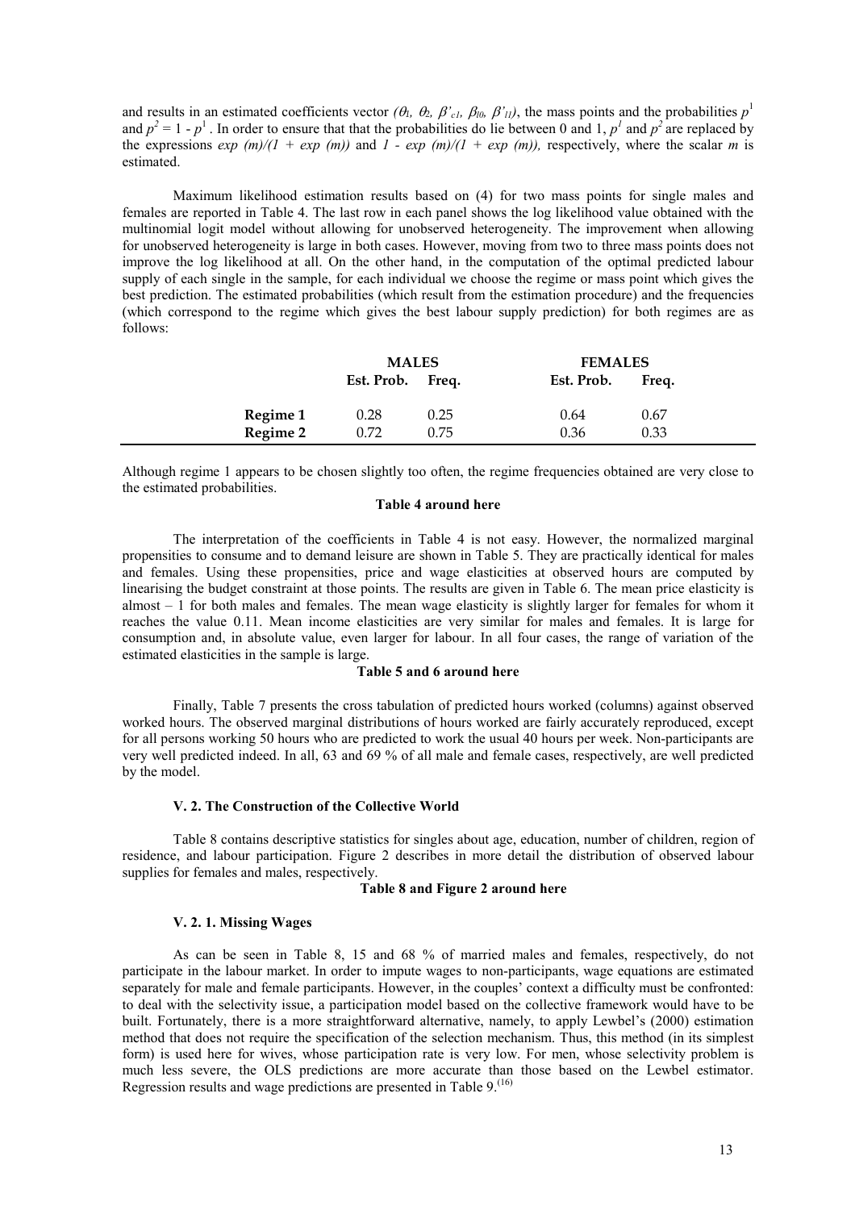and results in an estimated coefficients vector $(\theta_1, \theta_2, \beta'_{c1}, \beta_{l0}, \beta'_{1l})$, the mass points and the probabilities $p^1$ and $p^2 = 1 - p^1$. In order to ensure that that the probabilities do lie between 0 and 1, $p^1$ and $p^2$ are replaced by the expressions $exp\ (m)/(1 + exp\ (m))$ and $1 - exp\ (m)/(1 + exp\ (m))$, respectively, where the scalar $m$ is estimated.

Maximum likelihood estimation results based on (4) for two mass points for single males and females are reported in Table 4. The last row in each panel shows the log likelihood value obtained with the multinomial logit model without allowing for unobserved heterogeneity. The improvement when allowing for unobserved heterogeneity is large in both cases. However, moving from two to three mass points does not improve the log likelihood at all. On the other hand, in the computation of the optimal predicted labour supply of each single in the sample, for each individual we choose the regime or mass point which gives the best prediction. The estimated probabilities (which result from the estimation procedure) and the frequencies (which correspond to the regime which gives the best labour supply prediction) for both regimes are as follows:

| | MALES | | FEMALES | |
|---|---|---|---|---|
| | Est. Prob. | Freq. | Est. Prob. | Freq. |
| **Regime 1** | 0.28 | 0.25 | 0.64 | 0.67 |
| **Regime 2** | 0.72 | 0.75 | 0.36 | 0.33 |

Although regime 1 appears to be chosen slightly too often, the regime frequencies obtained are very close to the estimated probabilities.

**Table 4 around here**

The interpretation of the coefficients in Table 4 is not easy. However, the normalized marginal propensities to consume and to demand leisure are shown in Table 5. They are practically identical for males and females. Using these propensities, price and wage elasticities at observed hours are computed by linearising the budget constraint at those points. The results are given in Table 6. The mean price elasticity is almost – 1 for both males and females. The mean wage elasticity is slightly larger for females for whom it reaches the value 0.11. Mean income elasticities are very similar for males and females. It is large for consumption and, in absolute value, even larger for labour. In all four cases, the range of variation of the estimated elasticities in the sample is large.

**Table 5 and 6 around here**

Finally, Table 7 presents the cross tabulation of predicted hours worked (columns) against observed worked hours. The observed marginal distributions of hours worked are fairly accurately reproduced, except for all persons working 50 hours who are predicted to work the usual 40 hours per week. Non-participants are very well predicted indeed. In all, 63 and 69 % of all male and female cases, respectively, are well predicted by the model.

### V. 2. The Construction of the Collective World

Table 8 contains descriptive statistics for singles about age, education, number of children, region of residence, and labour participation. Figure 2 describes in more detail the distribution of observed labour supplies for females and males, respectively.

**Table 8 and Figure 2 around here**

#### V. 2. 1. Missing Wages

As can be seen in Table 8, 15 and 68 % of married males and females, respectively, do not participate in the labour market. In order to impute wages to non-participants, wage equations are estimated separately for male and female participants. However, in the couples' context a difficulty must be confronted: to deal with the selectivity issue, a participation model based on the collective framework would have to be built. Fortunately, there is a more straightforward alternative, namely, to apply Lewbel's (2000) estimation method that does not require the specification of the selection mechanism. Thus, this method (in its simplest form) is used here for wives, whose participation rate is very low. For men, whose selectivity problem is much less severe, the OLS predictions are more accurate than those based on the Lewbel estimator. Regression results and wage predictions are presented in Table 9.[16]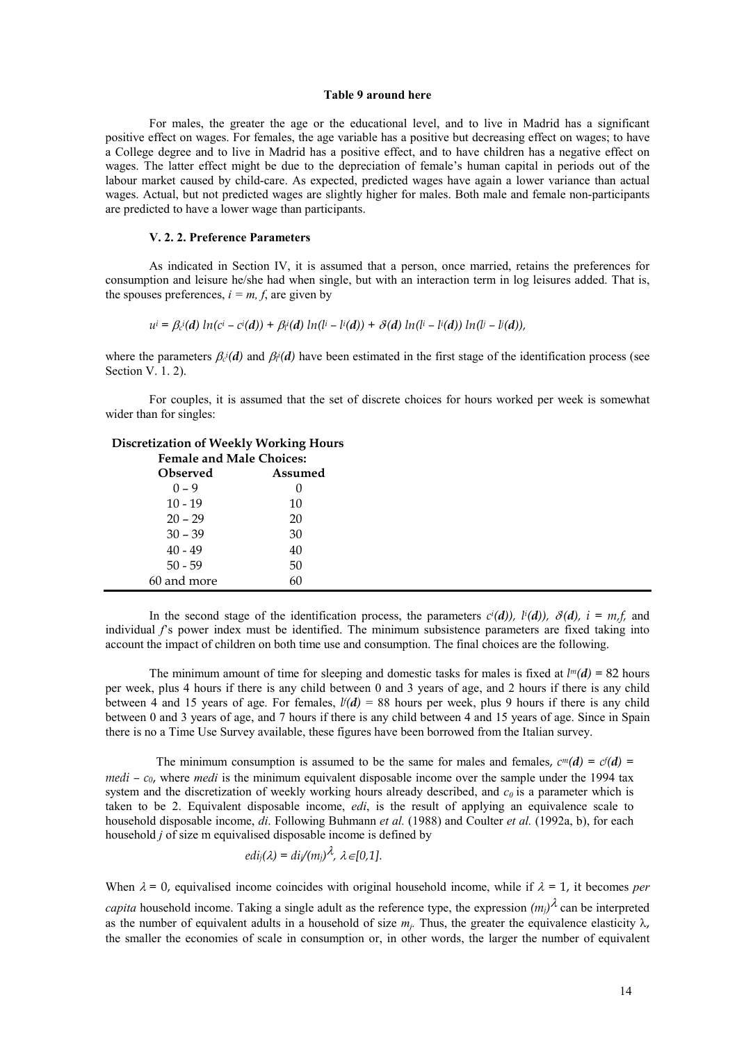**Table 9 around here**

For males, the greater the age or the educational level, and to live in Madrid has a significant positive effect on wages. For females, the age variable has a positive but decreasing effect on wages; to have a College degree and to live in Madrid has a positive effect, and to have children has a negative effect on wages. The latter effect might be due to the depreciation of female's human capital in periods out of the labour market caused by child-care. As expected, predicted wages have again a lower variance than actual wages. Actual, but not predicted wages are slightly higher for males. Both male and female non-participants are predicted to have a lower wage than participants.

#### V. 2. 2. Preference Parameters

As indicated in Section IV, it is assumed that a person, once married, retains the preferences for consumption and leisure he/she had when single, but with an interaction term in log leisures added. That is, the spouses preferences, $i = m, f$, are given by

$$u^i = \beta_c^i(\boldsymbol{d})\, ln(c^i - c^i(\boldsymbol{d})) + \beta_l^i(\boldsymbol{d})\, ln(l^i - l^i(\boldsymbol{d})) + \delta(\boldsymbol{d})\, ln(l^i - l^i(\boldsymbol{d}))\, ln(l^j - l^j(\boldsymbol{d})),$$

where the parameters $\beta_c^i(\boldsymbol{d})$ and $\beta_l^i(\boldsymbol{d})$ have been estimated in the first stage of the identification process (see Section V. 1. 2).

For couples, it is assumed that the set of discrete choices for hours worked per week is somewhat wider than for singles:

**Discretization of Weekly Working Hours**

**Female and Male Choices:**

| **Observed** | **Assumed** |
|---|---|
| 0 – 9 | 0 |
| 10 - 19 | 10 |
| 20 – 29 | 20 |
| 30 – 39 | 30 |
| 40 - 49 | 40 |
| 50 - 59 | 50 |
| 60 and more | 60 |

In the second stage of the identification process, the parameters $c^i(\boldsymbol{d})$), $l^i(\boldsymbol{d})$), $\delta(\boldsymbol{d})$, $i = m,f$, and individual $f$'s power index must be identified. The minimum subsistence parameters are fixed taking into account the impact of children on both time use and consumption. The final choices are the following.

The minimum amount of time for sleeping and domestic tasks for males is fixed at $l^m(\boldsymbol{d}) = 82$ hours per week, plus 4 hours if there is any child between 0 and 3 years of age, and 2 hours if there is any child between 4 and 15 years of age. For females, $l^f(\boldsymbol{d}) = 88$ hours per week, plus 9 hours if there is any child between 0 and 3 years of age, and 7 hours if there is any child between 4 and 15 years of age. Since in Spain there is no a Time Use Survey available, these figures have been borrowed from the Italian survey.

The minimum consumption is assumed to be the same for males and females, $c^m(\boldsymbol{d}) = c^f(\boldsymbol{d}) = medi - c_0$, where *medi* is the minimum equivalent disposable income over the sample under the 1994 tax system and the discretization of weekly working hours already described, and $c_0$ is a parameter which is taken to be 2. Equivalent disposable income, *edi*, is the result of applying an equivalence scale to household disposable income, *di*. Following Buhmann *et al.* (1988) and Coulter *et al.* (1992a, b), for each household $j$ of size m equivalised disposable income is defined by

$$edi_j(\lambda) = di_j/(m_j)^{\lambda},\ \lambda \in [0,1].$$

When $\lambda = 0$, equivalised income coincides with original household income, while if $\lambda = 1$, it becomes *per capita* household income. Taking a single adult as the reference type, the expression $(m_j)^{\lambda}$ can be interpreted as the number of equivalent adults in a household of size $m_j$. Thus, the greater the equivalence elasticity $\lambda$, the smaller the economies of scale in consumption or, in other words, the larger the number of equivalent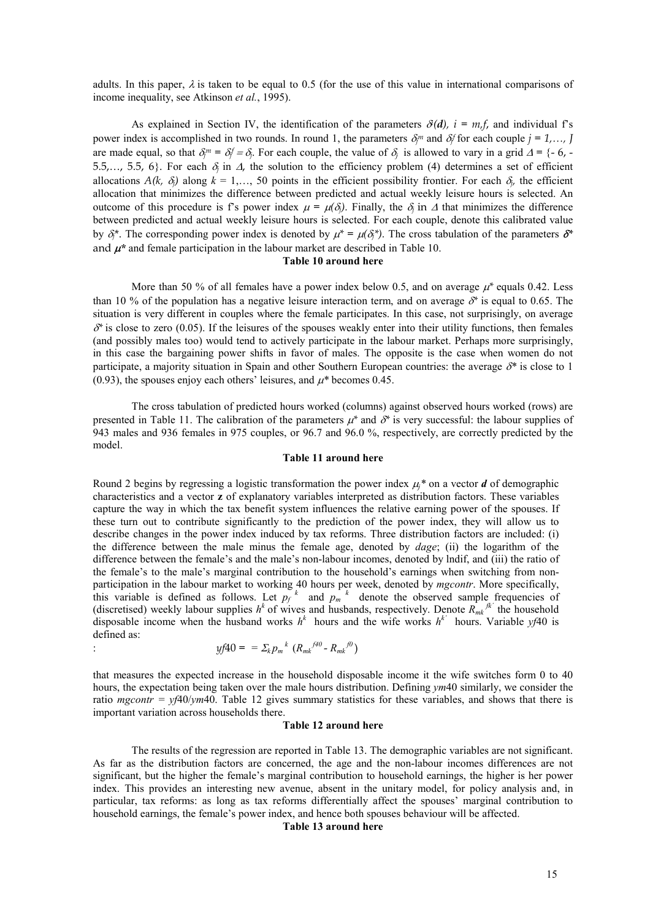adults. In this paper, $\lambda$ is taken to be equal to 0.5 (for the use of this value in international comparisons of income inequality, see Atkinson *et al.*, 1995).

As explained in Section IV, the identification of the parameters $\delta(\boldsymbol{d})$, $i = m,f$, and individual f's power index is accomplished in two rounds. In round 1, the parameters $\delta_j^m$ and $\delta_j^f$ for each couple $j = 1,\ldots, J$ are made equal, so that $\delta_j^m = \delta_j^f = \delta_j$. For each couple, the value of $\delta_j$ is allowed to vary in a grid $\Delta = \{-6, -5.5,\ldots, 5.5, 6\}$. For each $\delta_j$ in $\Delta$, the solution to the efficiency problem (4) determines a set of efficient allocations $A(k, \delta_j)$ along $k = 1,\ldots, 50$ points in the efficient possibility frontier. For each $\delta_j$, the efficient allocation that minimizes the difference between predicted and actual weekly leisure hours is selected. An outcome of this procedure is f's power index $\mu = \mu(\delta_j)$. Finally, the $\delta_j$ in $\Delta$ that minimizes the difference between predicted and actual weekly leisure hours is selected. For each couple, denote this calibrated value by $\delta_j$*. The corresponding power index is denoted by $\mu^* = \mu(\delta_j^*)$. The cross tabulation of the parameters $\delta$* and $\mu$* and female participation in the labour market are described in Table 10.

**Table 10 around here**

More than 50 % of all females have a power index below 0.5, and on average $\mu$* equals 0.42. Less than 10 % of the population has a negative leisure interaction term, and on average $\delta$* is equal to 0.65. The situation is very different in couples where the female participates. In this case, not surprisingly, on average $\delta$* is close to zero (0.05). If the leisures of the spouses weakly enter into their utility functions, then females (and possibly males too) would tend to actively participate in the labour market. Perhaps more surprisingly, in this case the bargaining power shifts in favor of males. The opposite is the case when women do not participate, a majority situation in Spain and other Southern European countries: the average $\delta$* is close to 1 (0.93), the spouses enjoy each others' leisures, and $\mu$* becomes 0.45.

The cross tabulation of predicted hours worked (columns) against observed hours worked (rows) are presented in Table 11. The calibration of the parameters $\mu$* and $\delta$* is very successful: the labour supplies of 943 males and 936 females in 975 couples, or 96.7 and 96.0 %, respectively, are correctly predicted by the model.

**Table 11 around here**

Round 2 begins by regressing a logistic transformation the power index $\mu_j$* on a vector $\boldsymbol{d}$ of demographic characteristics and a vector **z** of explanatory variables interpreted as distribution factors. These variables capture the way in which the tax benefit system influences the relative earning power of the spouses. If these turn out to contribute significantly to the prediction of the power index, they will allow us to describe changes in the power index induced by tax reforms. Three distribution factors are included: (i) the difference between the male minus the female age, denoted by *dage*; (ii) the logarithm of the difference between the female's and the male's non-labour incomes, denoted by lndif, and (iii) the ratio of the female's to the male's marginal contribution to the household's earnings when switching from non-participation in the labour market to working 40 hours per week, denoted by *mgcontr*. More specifically, this variable is defined as follows. Let $p_f^{\ k}$ and $p_m^{\ k}$ denote the observed sample frequencies of (discretised) weekly labour supplies $h^k$ of wives and husbands, respectively. Denote $R_{mk}^{\ fk'}$ the household disposable income when the husband works $h^k$ hours and the wife works $h^{k'}$ hours. Variable *yf*40 is defined as:

$$yf40 = \ = \Sigma_k p_m^{\ k}\ (R_{mk}^{\ f40} - R_{mk}^{\ f0})$$

that measures the expected increase in the household disposable income it the wife switches form 0 to 40 hours, the expectation being taken over the male hours distribution. Defining *ym*40 similarly, we consider the ratio *mgcontr* = *yf*40/*ym*40. Table 12 gives summary statistics for these variables, and shows that there is important variation across households there.

**Table 12 around here**

The results of the regression are reported in Table 13. The demographic variables are not significant. As far as the distribution factors are concerned, the age and the non-labour incomes differences are not significant, but the higher the female's marginal contribution to household earnings, the higher is her power index. This provides an interesting new avenue, absent in the unitary model, for policy analysis and, in particular, tax reforms: as long as tax reforms differentially affect the spouses' marginal contribution to household earnings, the female's power index, and hence both spouses behaviour will be affected.

**Table 13 around here**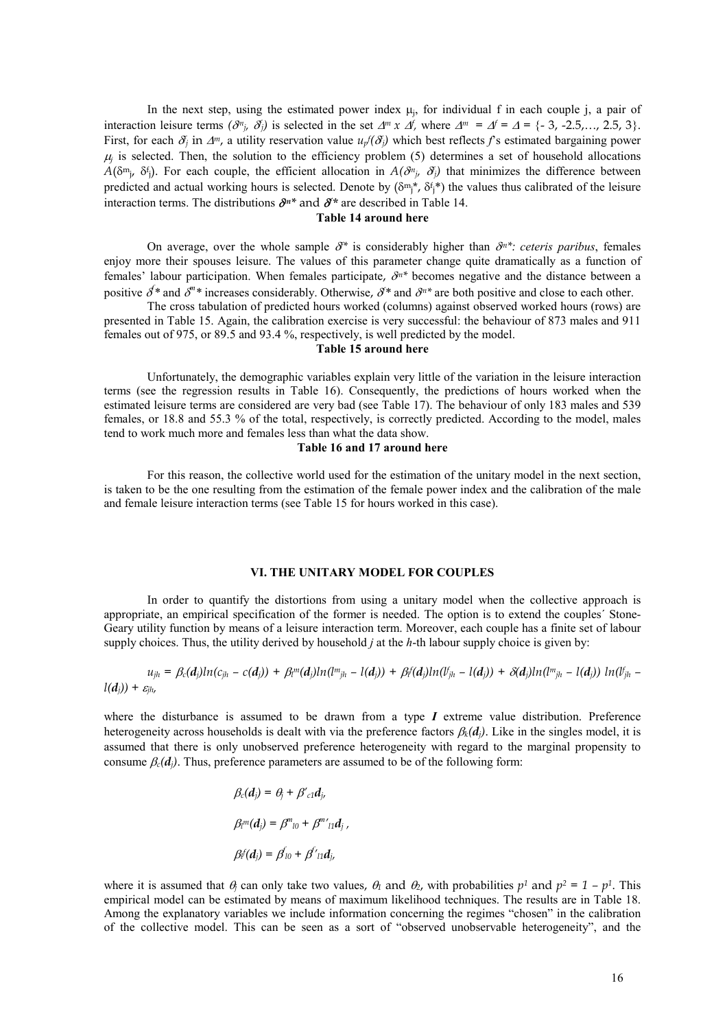In the next step, using the estimated power index $\mu_j$, for individual f in each couple j, a pair of interaction leisure terms $(\delta^m_j, \delta^f_j)$ is selected in the set $\Delta^m \times \Delta^f$, where $\Delta^m = \Delta^f = \Delta = \{-3, -2.5, \ldots, 2.5, 3\}$. First, for each $\delta^f_j$ in $\Delta^m$, a utility reservation value $u_p{}^f(\delta^f_j)$ which best reflects $f$'s estimated bargaining power $\mu_j$ is selected. Then, the solution to the efficiency problem (5) determines a set of household allocations $A(\delta^m_j, \delta^f_j)$. For each couple, the efficient allocation in $A(\delta^m_j, \delta^f_j)$ that minimizes the difference between predicted and actual working hours is selected. Denote by $(\delta^m_j{}^*, \delta^f_j{}^*)$ the values thus calibrated of the leisure interaction terms. The distributions $\delta^{m*}$ and $\delta^{f*}$ are described in Table 14.

**Table 14 around here**

On average, over the whole sample $\delta^{f*}$ is considerably higher than $\delta^{m*}$: *ceteris paribus*, females enjoy more their spouses leisure. The values of this parameter change quite dramatically as a function of females' labour participation. When females participate, $\delta^{m*}$ becomes negative and the distance between a positive $\delta^{f*}$ and $\delta^{m*}$ increases considerably. Otherwise, $\delta^{f*}$ and $\delta^{m*}$ are both positive and close to each other.

The cross tabulation of predicted hours worked (columns) against observed worked hours (rows) are presented in Table 15. Again, the calibration exercise is very successful: the behaviour of 873 males and 911 females out of 975, or 89.5 and 93.4 %, respectively, is well predicted by the model.

**Table 15 around here**

Unfortunately, the demographic variables explain very little of the variation in the leisure interaction terms (see the regression results in Table 16). Consequently, the predictions of hours worked when the estimated leisure terms are considered are very bad (see Table 17). The behaviour of only 183 males and 539 females, or 18.8 and 55.3 % of the total, respectively, is correctly predicted. According to the model, males tend to work much more and females less than what the data show.

**Table 16 and 17 around here**

For this reason, the collective world used for the estimation of the unitary model in the next section, is taken to be the one resulting from the estimation of the female power index and the calibration of the male and female leisure interaction terms (see Table 15 for hours worked in this case).

## VI. THE UNITARY MODEL FOR COUPLES

In order to quantify the distortions from using a unitary model when the collective approach is appropriate, an empirical specification of the former is needed. The option is to extend the couples´ Stone-Geary utility function by means of a leisure interaction term. Moreover, each couple has a finite set of labour supply choices. Thus, the utility derived by household $j$ at the $h$-th labour supply choice is given by:

$$u_{jh} = \beta_c(\mathbf{d}_j)\ln(c_{jh} - c(\mathbf{d}_j)) + \beta_l{}^m(\mathbf{d}_j)\ln(l^m{}_{jh} - l(\mathbf{d}_j)) + \beta_l{}^f(\mathbf{d}_j)\ln(l^f{}_{jh} - l(\mathbf{d}_j)) + \delta(\mathbf{d}_j)\ln(l^m{}_{jh} - l(\mathbf{d}_j))\ \ln(l^f{}_{jh} - l(\mathbf{d}_j)) + \varepsilon_{jh},$$

where the disturbance is assumed to be drawn from a type ***I*** extreme value distribution. Preference heterogeneity across households is dealt with via the preference factors $\beta_k(\mathbf{d}_j)$. Like in the singles model, it is assumed that there is only unobserved preference heterogeneity with regard to the marginal propensity to consume $\beta_c(\mathbf{d}_j)$. Thus, preference parameters are assumed to be of the following form:

$$\beta_c(\mathbf{d}_j) = \theta_j + \beta'_{c1}\mathbf{d}_j,$$

$$\beta_l{}^m(\mathbf{d}_j) = \beta^m{}_{l0} + \beta^{m\prime}{}_{l1}\mathbf{d}_j\,,$$

$$\beta_l{}^f(\mathbf{d}_j) = \beta^f{}_{l0} + \beta^{f\prime}{}_{l1}\mathbf{d}_j,$$

where it is assumed that $\theta_j$ can only take two values, $\theta_1$ and $\theta_2$, with probabilities $p^1$ and $p^2 = 1 - p^1$. This empirical model can be estimated by means of maximum likelihood techniques. The results are in Table 18. Among the explanatory variables we include information concerning the regimes "chosen" in the calibration of the collective model. This can be seen as a sort of "observed unobservable heterogeneity", and the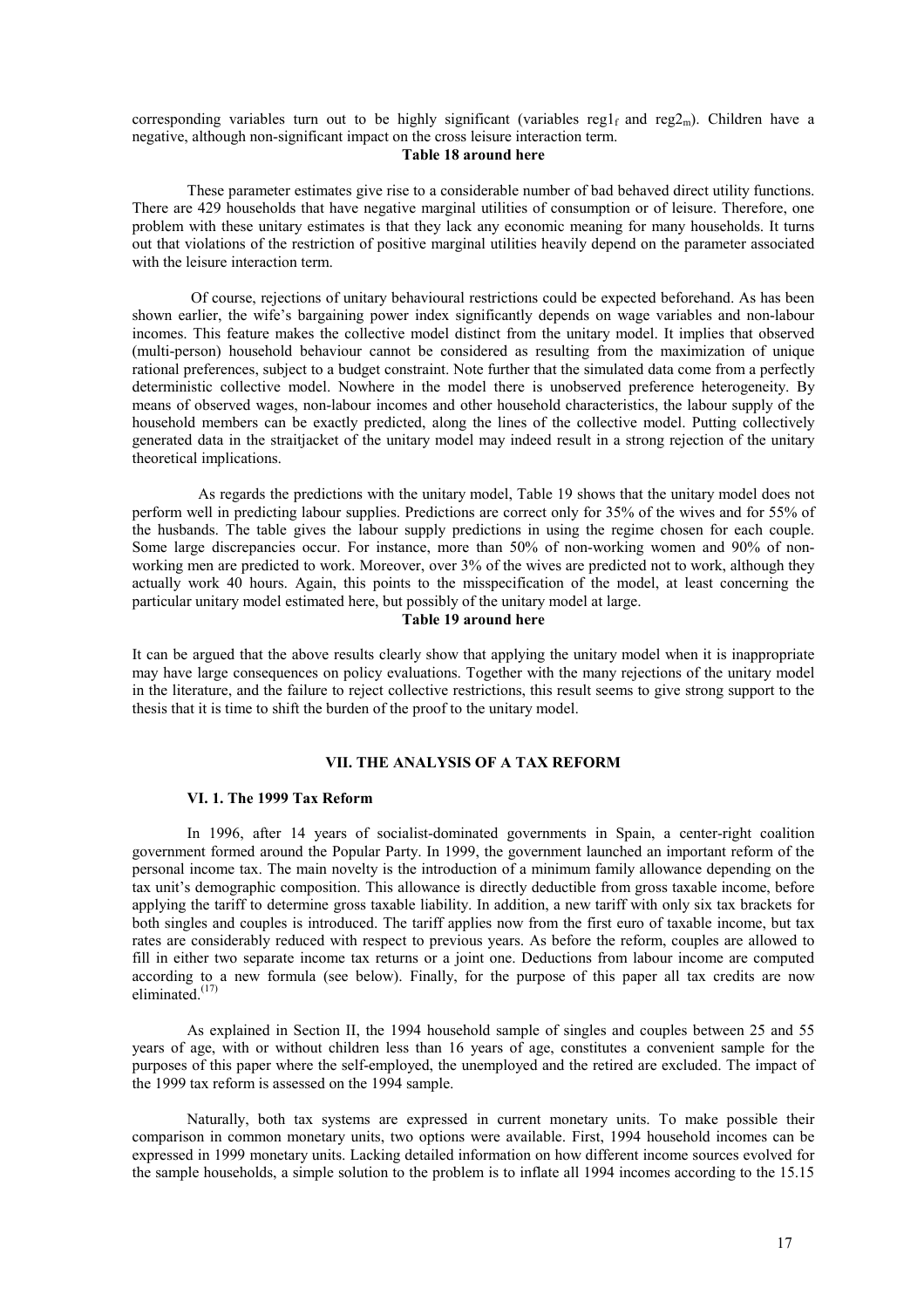corresponding variables turn out to be highly significant (variables $reg1_f$ and $reg2_m$). Children have a negative, although non-significant impact on the cross leisure interaction term.

**Table 18 around here**

These parameter estimates give rise to a considerable number of bad behaved direct utility functions. There are 429 households that have negative marginal utilities of consumption or of leisure. Therefore, one problem with these unitary estimates is that they lack any economic meaning for many households. It turns out that violations of the restriction of positive marginal utilities heavily depend on the parameter associated with the leisure interaction term.

Of course, rejections of unitary behavioural restrictions could be expected beforehand. As has been shown earlier, the wife's bargaining power index significantly depends on wage variables and non-labour incomes. This feature makes the collective model distinct from the unitary model. It implies that observed (multi-person) household behaviour cannot be considered as resulting from the maximization of unique rational preferences, subject to a budget constraint. Note further that the simulated data come from a perfectly deterministic collective model. Nowhere in the model there is unobserved preference heterogeneity. By means of observed wages, non-labour incomes and other household characteristics, the labour supply of the household members can be exactly predicted, along the lines of the collective model. Putting collectively generated data in the straitjacket of the unitary model may indeed result in a strong rejection of the unitary theoretical implications.

As regards the predictions with the unitary model, Table 19 shows that the unitary model does not perform well in predicting labour supplies. Predictions are correct only for 35% of the wives and for 55% of the husbands. The table gives the labour supply predictions in using the regime chosen for each couple. Some large discrepancies occur. For instance, more than 50% of non-working women and 90% of non-working men are predicted to work. Moreover, over 3% of the wives are predicted not to work, although they actually work 40 hours. Again, this points to the misspecification of the model, at least concerning the particular unitary model estimated here, but possibly of the unitary model at large.

**Table 19 around here**

It can be argued that the above results clearly show that applying the unitary model when it is inappropriate may have large consequences on policy evaluations. Together with the many rejections of the unitary model in the literature, and the failure to reject collective restrictions, this result seems to give strong support to the thesis that it is time to shift the burden of the proof to the unitary model.

## VII. THE ANALYSIS OF A TAX REFORM

### VI. 1. The 1999 Tax Reform

In 1996, after 14 years of socialist-dominated governments in Spain, a center-right coalition government formed around the Popular Party. In 1999, the government launched an important reform of the personal income tax. The main novelty is the introduction of a minimum family allowance depending on the tax unit's demographic composition. This allowance is directly deductible from gross taxable income, before applying the tariff to determine gross taxable liability. In addition, a new tariff with only six tax brackets for both singles and couples is introduced. The tariff applies now from the first euro of taxable income, but tax rates are considerably reduced with respect to previous years. As before the reform, couples are allowed to fill in either two separate income tax returns or a joint one. Deductions from labour income are computed according to a new formula (see below). Finally, for the purpose of this paper all tax credits are now eliminated.[17]

As explained in Section II, the 1994 household sample of singles and couples between 25 and 55 years of age, with or without children less than 16 years of age, constitutes a convenient sample for the purposes of this paper where the self-employed, the unemployed and the retired are excluded. The impact of the 1999 tax reform is assessed on the 1994 sample.

Naturally, both tax systems are expressed in current monetary units. To make possible their comparison in common monetary units, two options were available. First, 1994 household incomes can be expressed in 1999 monetary units. Lacking detailed information on how different income sources evolved for the sample households, a simple solution to the problem is to inflate all 1994 incomes according to the 15.15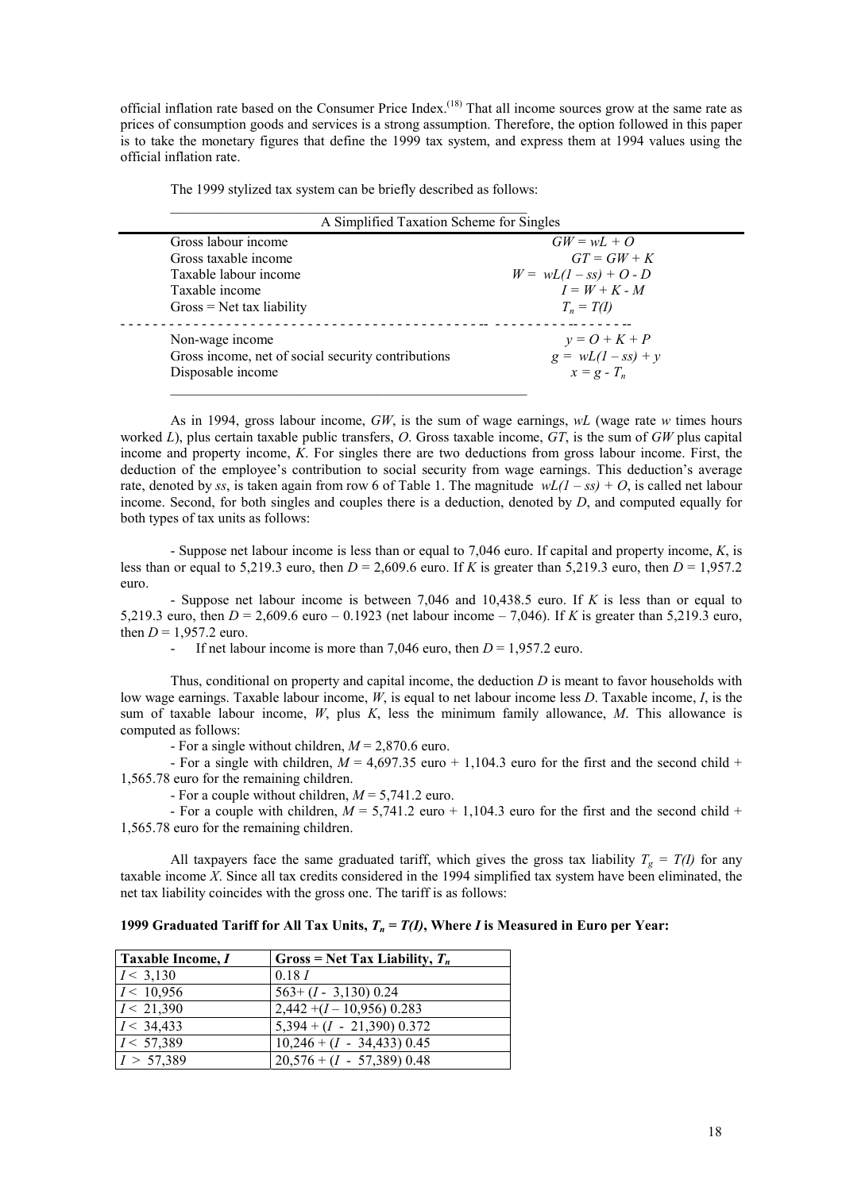official inflation rate based on the Consumer Price Index.[18] That all income sources grow at the same rate as prices of consumption goods and services is a strong assumption. Therefore, the option followed in this paper is to take the monetary figures that define the 1999 tax system, and express them at 1994 values using the official inflation rate.

The 1999 stylized tax system can be briefly described as follows:

| A Simplified Taxation Scheme for Singles | |
|---|---|
| Gross labour income | $GW = wL + O$ |
| Gross taxable income | $GT = GW + K$ |
| Taxable labour income | $W = wL(1 - ss) + O - D$ |
| Taxable income | $I = W + K - M$ |
| Gross = Net tax liability | $T_n = T(I)$ |
| Non-wage income | $y = O + K + P$ |
| Gross income, net of social security contributions | $g = wL(1 - ss) + y$ |
| Disposable income | $x = g - T_n$ |

As in 1994, gross labour income, $GW$, is the sum of wage earnings, $wL$ (wage rate $w$ times hours worked $L$), plus certain taxable public transfers, $O$. Gross taxable income, $GT$, is the sum of $GW$ plus capital income and property income, $K$. For singles there are two deductions from gross labour income. First, the deduction of the employee's contribution to social security from wage earnings. This deduction's average rate, denoted by $ss$, is taken again from row 6 of Table 1. The magnitude $wL(1 - ss) + O$, is called net labour income. Second, for both singles and couples there is a deduction, denoted by $D$, and computed equally for both types of tax units as follows:

- Suppose net labour income is less than or equal to 7,046 euro. If capital and property income, $K$, is less than or equal to 5,219.3 euro, then $D$ = 2,609.6 euro. If $K$ is greater than 5,219.3 euro, then $D$ = 1,957.2 euro.

- Suppose net labour income is between 7,046 and 10,438.5 euro. If $K$ is less than or equal to 5,219.3 euro, then $D$ = 2,609.6 euro – 0.1923 (net labour income – 7,046). If $K$ is greater than 5,219.3 euro, then $D$ = 1,957.2 euro.

- If net labour income is more than 7,046 euro, then $D$ = 1,957.2 euro.

Thus, conditional on property and capital income, the deduction $D$ is meant to favor households with low wage earnings. Taxable labour income, $W$, is equal to net labour income less $D$. Taxable income, $I$, is the sum of taxable labour income, $W$, plus $K$, less the minimum family allowance, $M$. This allowance is computed as follows:

- For a single without children, $M$ = 2,870.6 euro.

- For a single with children, $M$ = 4,697.35 euro + 1,104.3 euro for the first and the second child + 1,565.78 euro for the remaining children.

- For a couple without children, $M$ = 5,741.2 euro.

- For a couple with children, $M$ = 5,741.2 euro + 1,104.3 euro for the first and the second child + 1,565.78 euro for the remaining children.

All taxpayers face the same graduated tariff, which gives the gross tax liability $T_g = T(I)$ for any taxable income $X$. Since all tax credits considered in the 1994 simplified tax system have been eliminated, the net tax liability coincides with the gross one. The tariff is as follows:

**1999 Graduated Tariff for All Tax Units, $T_n = T(I)$, Where $I$ is Measured in Euro per Year:**

| Taxable Income, $I$ | Gross = Net Tax Liability, $T_n$ |
|---|---|
| $I <$ 3,130 | 0.18 $I$ |
| $I <$ 10,956 | 563+ ($I$ - 3,130) 0.24 |
| $I <$ 21,390 | 2,442 +($I$ – 10,956) 0.283 |
| $I <$ 34,433 | 5,394 + ($I$ - 21,390) 0.372 |
| $I <$ 57,389 | 10,246 + ($I$ - 34,433) 0.45 |
| $I >$ 57,389 | 20,576 + ($I$ - 57,389) 0.48 |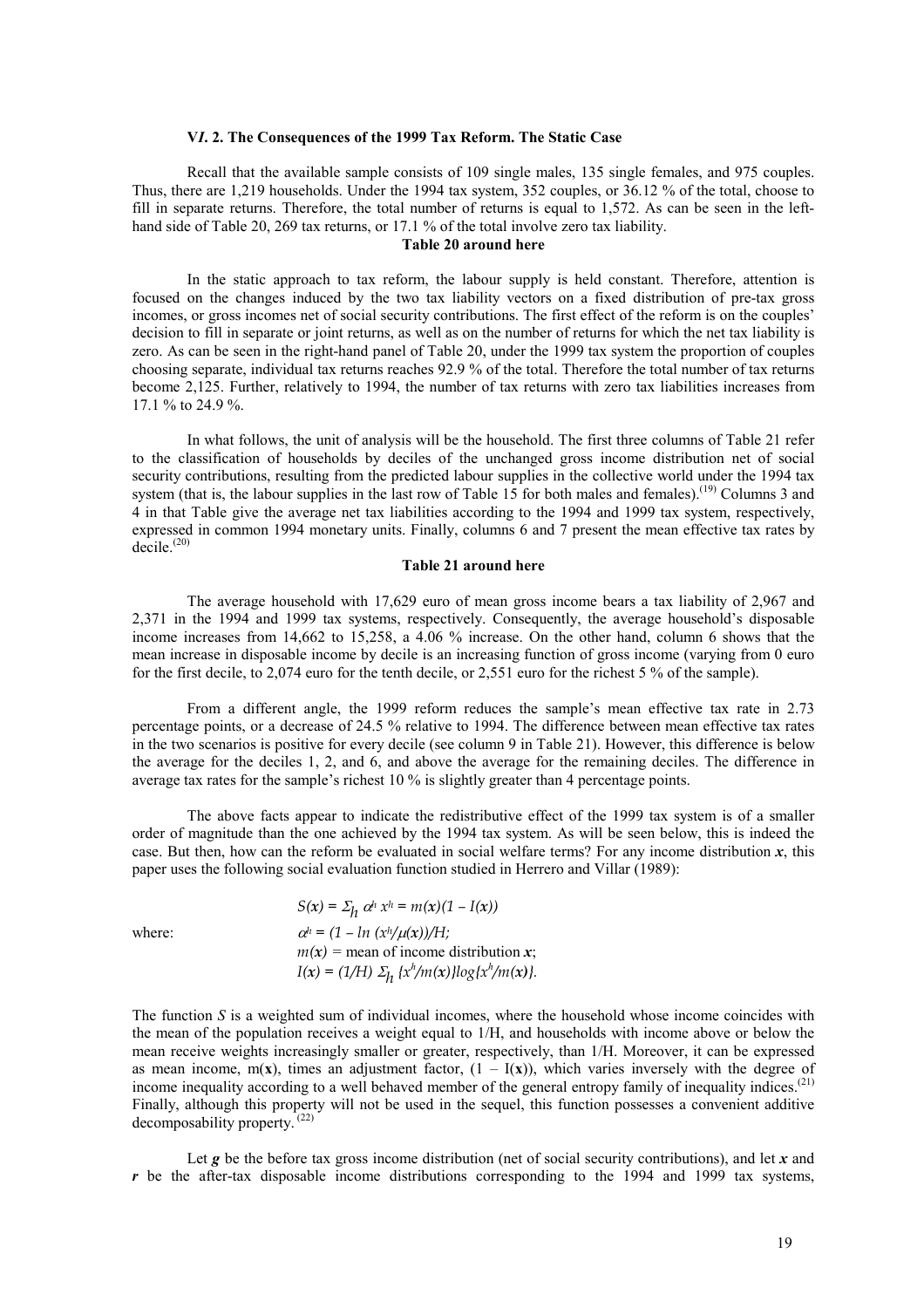### **V*I*. 2. The Consequences of the 1999 Tax Reform. The Static Case**

Recall that the available sample consists of 109 single males, 135 single females, and 975 couples. Thus, there are 1,219 households. Under the 1994 tax system, 352 couples, or 36.12 % of the total, choose to fill in separate returns. Therefore, the total number of returns is equal to 1,572. As can be seen in the left-hand side of Table 20, 269 tax returns, or 17.1 % of the total involve zero tax liability.

**Table 20 around here**

In the static approach to tax reform, the labour supply is held constant. Therefore, attention is focused on the changes induced by the two tax liability vectors on a fixed distribution of pre-tax gross incomes, or gross incomes net of social security contributions. The first effect of the reform is on the couples' decision to fill in separate or joint returns, as well as on the number of returns for which the net tax liability is zero. As can be seen in the right-hand panel of Table 20, under the 1999 tax system the proportion of couples choosing separate, individual tax returns reaches 92.9 % of the total. Therefore the total number of tax returns become 2,125. Further, relatively to 1994, the number of tax returns with zero tax liabilities increases from 17.1 % to 24.9 %.

In what follows, the unit of analysis will be the household. The first three columns of Table 21 refer to the classification of households by deciles of the unchanged gross income distribution net of social security contributions, resulting from the predicted labour supplies in the collective world under the 1994 tax system (that is, the labour supplies in the last row of Table 15 for both males and females).[19] Columns 3 and 4 in that Table give the average net tax liabilities according to the 1994 and 1999 tax system, respectively, expressed in common 1994 monetary units. Finally, columns 6 and 7 present the mean effective tax rates by decile.[20]

**Table 21 around here**

The average household with 17,629 euro of mean gross income bears a tax liability of 2,967 and 2,371 in the 1994 and 1999 tax systems, respectively. Consequently, the average household's disposable income increases from 14,662 to 15,258, a 4.06 % increase. On the other hand, column 6 shows that the mean increase in disposable income by decile is an increasing function of gross income (varying from 0 euro for the first decile, to 2,074 euro for the tenth decile, or 2,551 euro for the richest 5 % of the sample).

From a different angle, the 1999 reform reduces the sample's mean effective tax rate in 2.73 percentage points, or a decrease of 24.5 % relative to 1994. The difference between mean effective tax rates in the two scenarios is positive for every decile (see column 9 in Table 21). However, this difference is below the average for the deciles 1, 2, and 6, and above the average for the remaining deciles. The difference in average tax rates for the sample's richest 10 % is slightly greater than 4 percentage points.

The above facts appear to indicate the redistributive effect of the 1999 tax system is of a smaller order of magnitude than the one achieved by the 1994 tax system. As will be seen below, this is indeed the case. But then, how can the reform be evaluated in social welfare terms? For any income distribution $\boldsymbol{x}$, this paper uses the following social evaluation function studied in Herrero and Villar (1989):

$$S(\boldsymbol{x}) = \Sigma_h \alpha^h x^h = m(\boldsymbol{x})(1 - I(\boldsymbol{x}))$$

where:

$$\alpha^h = (1 - \ln (x^h/\mu(\boldsymbol{x})))/H;$$

$m(\boldsymbol{x})$ = mean of income distribution $\boldsymbol{x}$;

$$I(\boldsymbol{x}) = (1/H)\, \Sigma_h \{x^h/m(\boldsymbol{x})\}\log\{x^h/m(\boldsymbol{x})\}.$$

The function $S$ is a weighted sum of individual incomes, where the household whose income coincides with the mean of the population receives a weight equal to 1/H, and households with income above or below the mean receive weights increasingly smaller or greater, respectively, than 1/H. Moreover, it can be expressed as mean income, m(**x**), times an adjustment factor, (1 – I(**x**)), which varies inversely with the degree of income inequality according to a well behaved member of the general entropy family of inequality indices.[21] Finally, although this property will not be used in the sequel, this function possesses a convenient additive decomposability property.[22]

Let $\boldsymbol{g}$ be the before tax gross income distribution (net of social security contributions), and let $\boldsymbol{x}$ and $\boldsymbol{r}$ be the after-tax disposable income distributions corresponding to the 1994 and 1999 tax systems,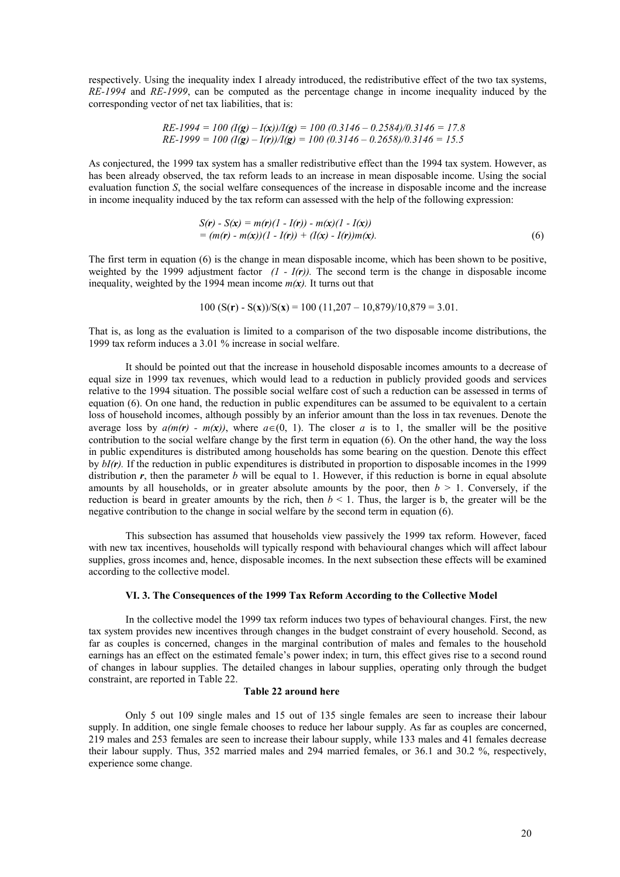respectively. Using the inequality index I already introduced, the redistributive effect of the two tax systems, *RE-1994* and *RE-1999*, can be computed as the percentage change in income inequality induced by the corresponding vector of net tax liabilities, that is:

$$RE\text{-}1994 = 100\,(I(\mathbf{g}) - I(\mathbf{x}))/I(\mathbf{g}) = 100\,(0.3146 - 0.2584)/0.3146 = 17.8$$
$$RE\text{-}1999 = 100\,(I(\mathbf{g}) - I(\mathbf{r}))/I(\mathbf{g}) = 100\,(0.3146 - 0.2658)/0.3146 = 15.5$$

As conjectured, the 1999 tax system has a smaller redistributive effect than the 1994 tax system. However, as has been already observed, the tax reform leads to an increase in mean disposable income. Using the social evaluation function *S*, the social welfare consequences of the increase in disposable income and the increase in income inequality induced by the tax reform can assessed with the help of the following expression:

$$\begin{aligned} S(\mathbf{r}) - S(\mathbf{x}) &= m(\mathbf{r})(1 - I(\mathbf{r})) - m(\mathbf{x})(1 - I(\mathbf{x})) \\ &= (m(\mathbf{r}) - m(\mathbf{x}))(1 - I(\mathbf{r})) + (I(\mathbf{x}) - I(\mathbf{r}))m(\mathbf{x}). \end{aligned} \tag{6}$$

The first term in equation (6) is the change in mean disposable income, which has been shown to be positive, weighted by the 1999 adjustment factor $(1 - I(\mathbf{r}))$. The second term is the change in disposable income inequality, weighted by the 1994 mean income $m(\mathbf{x})$. It turns out that

$$100\,(S(\mathbf{r}) - S(\mathbf{x}))/S(\mathbf{x}) = 100\,(11{,}207 - 10{,}879)/10{,}879 = 3.01.$$

That is, as long as the evaluation is limited to a comparison of the two disposable income distributions, the 1999 tax reform induces a 3.01 % increase in social welfare.

It should be pointed out that the increase in household disposable incomes amounts to a decrease of equal size in 1999 tax revenues, which would lead to a reduction in publicly provided goods and services relative to the 1994 situation. The possible social welfare cost of such a reduction can be assessed in terms of equation (6). On one hand, the reduction in public expenditures can be assumed to be equivalent to a certain loss of household incomes, although possibly by an inferior amount than the loss in tax revenues. Denote the average loss by $a(m(\mathbf{r}) - m(\mathbf{x}))$, where $a \in (0, 1)$. The closer $a$ is to 1, the smaller will be the positive contribution to the social welfare change by the first term in equation (6). On the other hand, the way the loss in public expenditures is distributed among households has some bearing on the question. Denote this effect by $bI(\mathbf{r})$. If the reduction in public expenditures is distributed in proportion to disposable incomes in the 1999 distribution $\mathbf{r}$, then the parameter $b$ will be equal to 1. However, if this reduction is borne in equal absolute amounts by all households, or in greater absolute amounts by the poor, then $b > 1$. Conversely, if the reduction is beard in greater amounts by the rich, then $b < 1$. Thus, the larger is b, the greater will be the negative contribution to the change in social welfare by the second term in equation (6).

This subsection has assumed that households view passively the 1999 tax reform. However, faced with new tax incentives, households will typically respond with behavioural changes which will affect labour supplies, gross incomes and, hence, disposable incomes. In the next subsection these effects will be examined according to the collective model.

### VI. 3. The Consequences of the 1999 Tax Reform According to the Collective Model

In the collective model the 1999 tax reform induces two types of behavioural changes. First, the new tax system provides new incentives through changes in the budget constraint of every household. Second, as far as couples is concerned, changes in the marginal contribution of males and females to the household earnings has an effect on the estimated female's power index; in turn, this effect gives rise to a second round of changes in labour supplies. The detailed changes in labour supplies, operating only through the budget constraint, are reported in Table 22.

**Table 22 around here**

Only 5 out 109 single males and 15 out of 135 single females are seen to increase their labour supply. In addition, one single female chooses to reduce her labour supply. As far as couples are concerned, 219 males and 253 females are seen to increase their labour supply, while 133 males and 41 females decrease their labour supply. Thus, 352 married males and 294 married females, or 36.1 and 30.2 %, respectively, experience some change.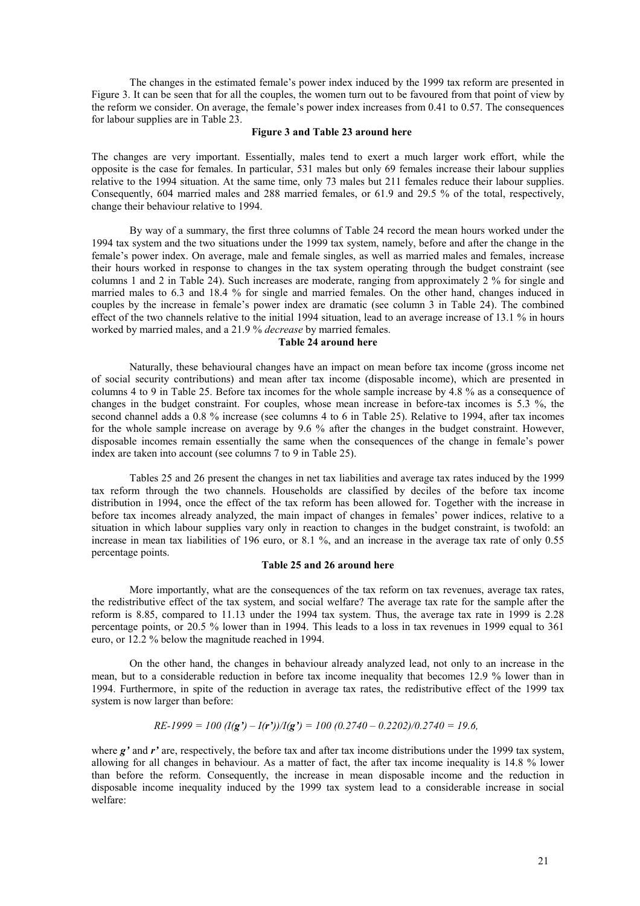The changes in the estimated female's power index induced by the 1999 tax reform are presented in Figure 3. It can be seen that for all the couples, the women turn out to be favoured from that point of view by the reform we consider. On average, the female's power index increases from 0.41 to 0.57. The consequences for labour supplies are in Table 23.

**Figure 3 and Table 23 around here**

The changes are very important. Essentially, males tend to exert a much larger work effort, while the opposite is the case for females. In particular, 531 males but only 69 females increase their labour supplies relative to the 1994 situation. At the same time, only 73 males but 211 females reduce their labour supplies. Consequently, 604 married males and 288 married females, or 61.9 and 29.5 % of the total, respectively, change their behaviour relative to 1994.

By way of a summary, the first three columns of Table 24 record the mean hours worked under the 1994 tax system and the two situations under the 1999 tax system, namely, before and after the change in the female's power index. On average, male and female singles, as well as married males and females, increase their hours worked in response to changes in the tax system operating through the budget constraint (see columns 1 and 2 in Table 24). Such increases are moderate, ranging from approximately 2 % for single and married males to 6.3 and 18.4 % for single and married females. On the other hand, changes induced in couples by the increase in female's power index are dramatic (see column 3 in Table 24). The combined effect of the two channels relative to the initial 1994 situation, lead to an average increase of 13.1 % in hours worked by married males, and a 21.9 % *decrease* by married females.

**Table 24 around here**

Naturally, these behavioural changes have an impact on mean before tax income (gross income net of social security contributions) and mean after tax income (disposable income), which are presented in columns 4 to 9 in Table 25. Before tax incomes for the whole sample increase by 4.8 % as a consequence of changes in the budget constraint. For couples, whose mean increase in before-tax incomes is 5.3 %, the second channel adds a 0.8 % increase (see columns 4 to 6 in Table 25). Relative to 1994, after tax incomes for the whole sample increase on average by 9.6 % after the changes in the budget constraint. However, disposable incomes remain essentially the same when the consequences of the change in female's power index are taken into account (see columns 7 to 9 in Table 25).

Tables 25 and 26 present the changes in net tax liabilities and average tax rates induced by the 1999 tax reform through the two channels. Households are classified by deciles of the before tax income distribution in 1994, once the effect of the tax reform has been allowed for. Together with the increase in before tax incomes already analyzed, the main impact of changes in females' power indices, relative to a situation in which labour supplies vary only in reaction to changes in the budget constraint, is twofold: an increase in mean tax liabilities of 196 euro, or 8.1 %, and an increase in the average tax rate of only 0.55 percentage points.

**Table 25 and 26 around here**

More importantly, what are the consequences of the tax reform on tax revenues, average tax rates, the redistributive effect of the tax system, and social welfare? The average tax rate for the sample after the reform is 8.85, compared to 11.13 under the 1994 tax system. Thus, the average tax rate in 1999 is 2.28 percentage points, or 20.5 % lower than in 1994. This leads to a loss in tax revenues in 1999 equal to 361 euro, or 12.2 % below the magnitude reached in 1994.

On the other hand, the changes in behaviour already analyzed lead, not only to an increase in the mean, but to a considerable reduction in before tax income inequality that becomes 12.9 % lower than in 1994. Furthermore, in spite of the reduction in average tax rates, the redistributive effect of the 1999 tax system is now larger than before:

$$RE\text{-}1999 = 100\,(I(\boldsymbol{g'}) - I(\boldsymbol{r'}))/I(\boldsymbol{g'}) = 100\,(0.2740 - 0.2202)/0.2740 = 19.6,$$

where $\boldsymbol{g'}$ and $\boldsymbol{r'}$ are, respectively, the before tax and after tax income distributions under the 1999 tax system, allowing for all changes in behaviour. As a matter of fact, the after tax income inequality is 14.8 % lower than before the reform. Consequently, the increase in mean disposable income and the reduction in disposable income inequality induced by the 1999 tax system lead to a considerable increase in social welfare: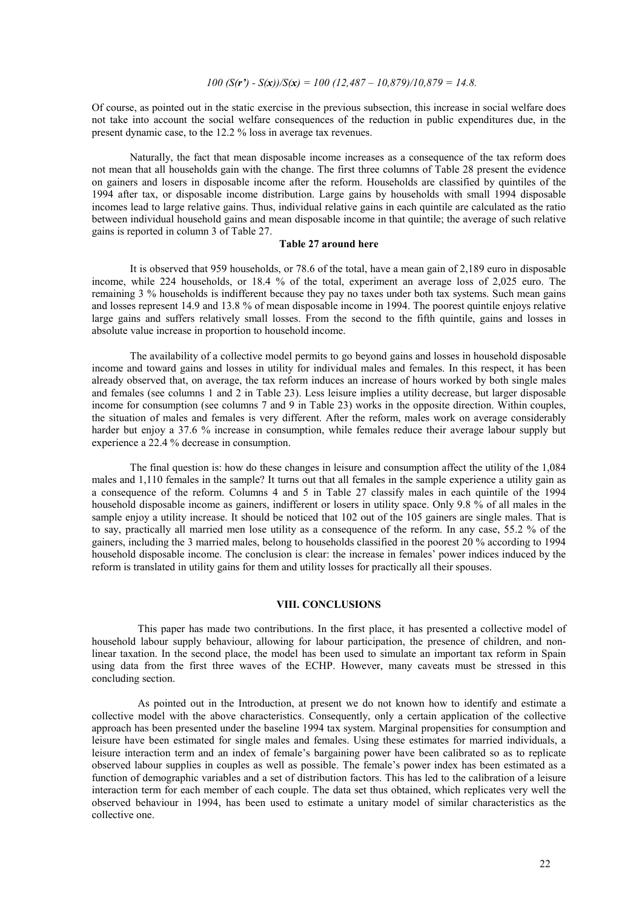$$100\ (S(\boldsymbol{r'}) - S(\boldsymbol{x}))/S(\boldsymbol{x}) = 100\ (12{,}487 – 10{,}879)/10{,}879 = 14.8.$$

Of course, as pointed out in the static exercise in the previous subsection, this increase in social welfare does not take into account the social welfare consequences of the reduction in public expenditures due, in the present dynamic case, to the 12.2 % loss in average tax revenues.

Naturally, the fact that mean disposable income increases as a consequence of the tax reform does not mean that all households gain with the change. The first three columns of Table 28 present the evidence on gainers and losers in disposable income after the reform. Households are classified by quintiles of the 1994 after tax, or disposable income distribution. Large gains by households with small 1994 disposable incomes lead to large relative gains. Thus, individual relative gains in each quintile are calculated as the ratio between individual household gains and mean disposable income in that quintile; the average of such relative gains is reported in column 3 of Table 27.

**Table 27 around here**

It is observed that 959 households, or 78.6 of the total, have a mean gain of 2,189 euro in disposable income, while 224 households, or 18.4 % of the total, experiment an average loss of 2,025 euro. The remaining 3 % households is indifferent because they pay no taxes under both tax systems. Such mean gains and losses represent 14.9 and 13.8 % of mean disposable income in 1994. The poorest quintile enjoys relative large gains and suffers relatively small losses. From the second to the fifth quintile, gains and losses in absolute value increase in proportion to household income.

The availability of a collective model permits to go beyond gains and losses in household disposable income and toward gains and losses in utility for individual males and females. In this respect, it has been already observed that, on average, the tax reform induces an increase of hours worked by both single males and females (see columns 1 and 2 in Table 23). Less leisure implies a utility decrease, but larger disposable income for consumption (see columns 7 and 9 in Table 23) works in the opposite direction. Within couples, the situation of males and females is very different. After the reform, males work on average considerably harder but enjoy a 37.6 % increase in consumption, while females reduce their average labour supply but experience a 22.4 % decrease in consumption.

The final question is: how do these changes in leisure and consumption affect the utility of the 1,084 males and 1,110 females in the sample? It turns out that all females in the sample experience a utility gain as a consequence of the reform. Columns 4 and 5 in Table 27 classify males in each quintile of the 1994 household disposable income as gainers, indifferent or losers in utility space. Only 9.8 % of all males in the sample enjoy a utility increase. It should be noticed that 102 out of the 105 gainers are single males. That is to say, practically all married men lose utility as a consequence of the reform. In any case, 55.2 % of the gainers, including the 3 married males, belong to households classified in the poorest 20 % according to 1994 household disposable income. The conclusion is clear: the increase in females' power indices induced by the reform is translated in utility gains for them and utility losses for practically all their spouses.

## VIII. CONCLUSIONS

This paper has made two contributions. In the first place, it has presented a collective model of household labour supply behaviour, allowing for labour participation, the presence of children, and non-linear taxation. In the second place, the model has been used to simulate an important tax reform in Spain using data from the first three waves of the ECHP. However, many caveats must be stressed in this concluding section.

As pointed out in the Introduction, at present we do not known how to identify and estimate a collective model with the above characteristics. Consequently, only a certain application of the collective approach has been presented under the baseline 1994 tax system. Marginal propensities for consumption and leisure have been estimated for single males and females. Using these estimates for married individuals, a leisure interaction term and an index of female's bargaining power have been calibrated so as to replicate observed labour supplies in couples as well as possible. The female's power index has been estimated as a function of demographic variables and a set of distribution factors. This has led to the calibration of a leisure interaction term for each member of each couple. The data set thus obtained, which replicates very well the observed behaviour in 1994, has been used to estimate a unitary model of similar characteristics as the collective one.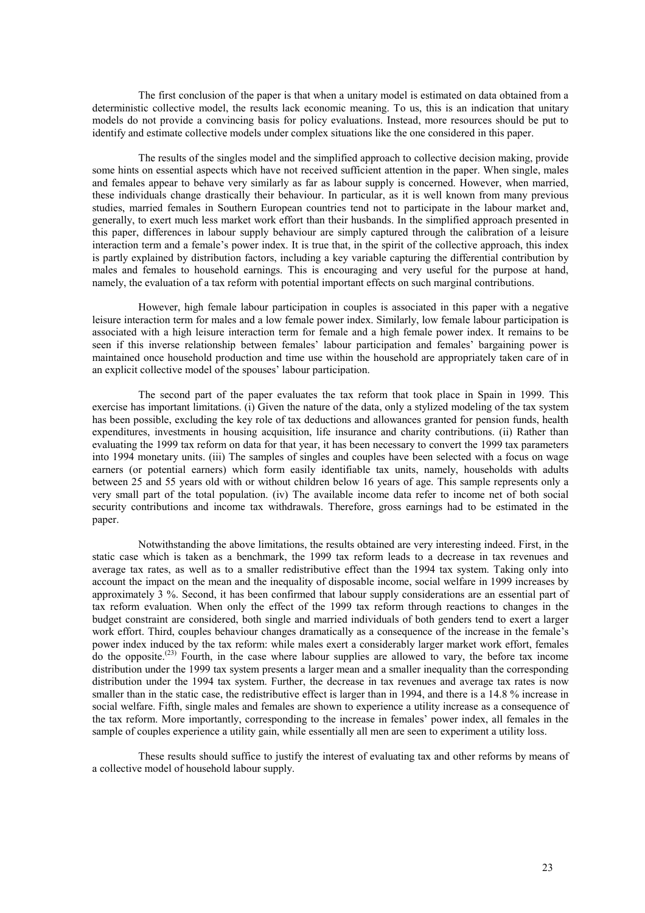The first conclusion of the paper is that when a unitary model is estimated on data obtained from a deterministic collective model, the results lack economic meaning. To us, this is an indication that unitary models do not provide a convincing basis for policy evaluations. Instead, more resources should be put to identify and estimate collective models under complex situations like the one considered in this paper.

The results of the singles model and the simplified approach to collective decision making, provide some hints on essential aspects which have not received sufficient attention in the paper. When single, males and females appear to behave very similarly as far as labour supply is concerned. However, when married, these individuals change drastically their behaviour. In particular, as it is well known from many previous studies, married females in Southern European countries tend not to participate in the labour market and, generally, to exert much less market work effort than their husbands. In the simplified approach presented in this paper, differences in labour supply behaviour are simply captured through the calibration of a leisure interaction term and a female's power index. It is true that, in the spirit of the collective approach, this index is partly explained by distribution factors, including a key variable capturing the differential contribution by males and females to household earnings. This is encouraging and very useful for the purpose at hand, namely, the evaluation of a tax reform with potential important effects on such marginal contributions.

However, high female labour participation in couples is associated in this paper with a negative leisure interaction term for males and a low female power index. Similarly, low female labour participation is associated with a high leisure interaction term for female and a high female power index. It remains to be seen if this inverse relationship between females' labour participation and females' bargaining power is maintained once household production and time use within the household are appropriately taken care of in an explicit collective model of the spouses' labour participation.

The second part of the paper evaluates the tax reform that took place in Spain in 1999. This exercise has important limitations. (i) Given the nature of the data, only a stylized modeling of the tax system has been possible, excluding the key role of tax deductions and allowances granted for pension funds, health expenditures, investments in housing acquisition, life insurance and charity contributions. (ii) Rather than evaluating the 1999 tax reform on data for that year, it has been necessary to convert the 1999 tax parameters into 1994 monetary units. (iii) The samples of singles and couples have been selected with a focus on wage earners (or potential earners) which form easily identifiable tax units, namely, households with adults between 25 and 55 years old with or without children below 16 years of age. This sample represents only a very small part of the total population. (iv) The available income data refer to income net of both social security contributions and income tax withdrawals. Therefore, gross earnings had to be estimated in the paper.

Notwithstanding the above limitations, the results obtained are very interesting indeed. First, in the static case which is taken as a benchmark, the 1999 tax reform leads to a decrease in tax revenues and average tax rates, as well as to a smaller redistributive effect than the 1994 tax system. Taking only into account the impact on the mean and the inequality of disposable income, social welfare in 1999 increases by approximately 3 %. Second, it has been confirmed that labour supply considerations are an essential part of tax reform evaluation. When only the effect of the 1999 tax reform through reactions to changes in the budget constraint are considered, both single and married individuals of both genders tend to exert a larger work effort. Third, couples behaviour changes dramatically as a consequence of the increase in the female's power index induced by the tax reform: while males exert a considerably larger market work effort, females do the opposite.[23] Fourth, in the case where labour supplies are allowed to vary, the before tax income distribution under the 1999 tax system presents a larger mean and a smaller inequality than the corresponding distribution under the 1994 tax system. Further, the decrease in tax revenues and average tax rates is now smaller than in the static case, the redistributive effect is larger than in 1994, and there is a 14.8 % increase in social welfare. Fifth, single males and females are shown to experience a utility increase as a consequence of the tax reform. More importantly, corresponding to the increase in females' power index, all females in the sample of couples experience a utility gain, while essentially all men are seen to experiment a utility loss.

These results should suffice to justify the interest of evaluating tax and other reforms by means of a collective model of household labour supply.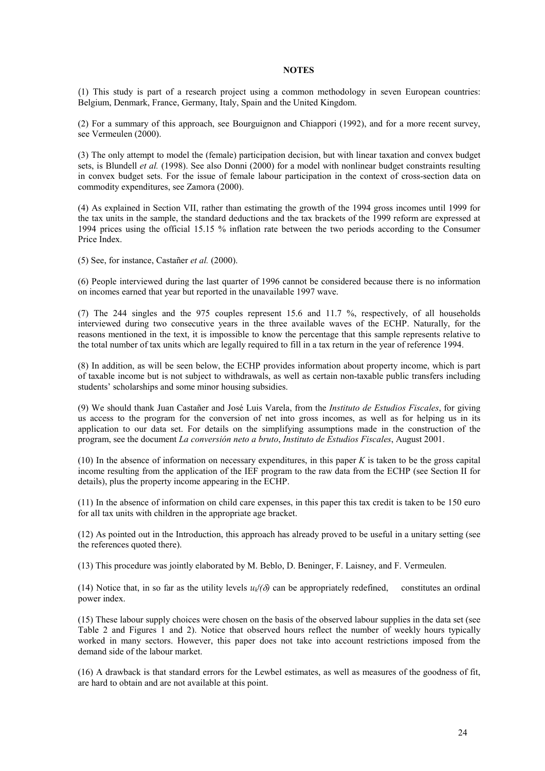**NOTES**

(1) This study is part of a research project using a common methodology in seven European countries: Belgium, Denmark, France, Germany, Italy, Spain and the United Kingdom.

(2) For a summary of this approach, see Bourguignon and Chiappori (1992), and for a more recent survey, see Vermeulen (2000).

(3) The only attempt to model the (female) participation decision, but with linear taxation and convex budget sets, is Blundell *et al.* (1998). See also Donni (2000) for a model with nonlinear budget constraints resulting in convex budget sets. For the issue of female labour participation in the context of cross-section data on commodity expenditures, see Zamora (2000).

(4) As explained in Section VII, rather than estimating the growth of the 1994 gross incomes until 1999 for the tax units in the sample, the standard deductions and the tax brackets of the 1999 reform are expressed at 1994 prices using the official 15.15 % inflation rate between the two periods according to the Consumer Price Index.

(5) See, for instance, Castañer *et al.* (2000).

(6) People interviewed during the last quarter of 1996 cannot be considered because there is no information on incomes earned that year but reported in the unavailable 1997 wave.

(7) The 244 singles and the 975 couples represent 15.6 and 11.7 %, respectively, of all households interviewed during two consecutive years in the three available waves of the ECHP. Naturally, for the reasons mentioned in the text, it is impossible to know the percentage that this sample represents relative to the total number of tax units which are legally required to fill in a tax return in the year of reference 1994.

(8) In addition, as will be seen below, the ECHP provides information about property income, which is part of taxable income but is not subject to withdrawals, as well as certain non-taxable public transfers including students' scholarships and some minor housing subsidies.

(9) We should thank Juan Castañer and José Luis Varela, from the *Instituto de Estudios Fiscales*, for giving us access to the program for the conversion of net into gross incomes, as well as for helping us in its application to our data set. For details on the simplifying assumptions made in the construction of the program, see the document *La conversión neto a bruto*, *Instituto de Estudios Fiscales*, August 2001.

(10) In the absence of information on necessary expenditures, in this paper $K$ is taken to be the gross capital income resulting from the application of the IEF program to the raw data from the ECHP (see Section II for details), plus the property income appearing in the ECHP.

(11) In the absence of information on child care expenses, in this paper this tax credit is taken to be 150 euro for all tax units with children in the appropriate age bracket.

(12) As pointed out in the Introduction, this approach has already proved to be useful in a unitary setting (see the references quoted there).

(13) This procedure was jointly elaborated by M. Beblo, D. Beninger, F. Laisney, and F. Vermeulen.

(14) Notice that, in so far as the utility levels $u_k^f(\delta)$ can be appropriately redefined,  constitutes an ordinal power index.

(15) These labour supply choices were chosen on the basis of the observed labour supplies in the data set (see Table 2 and Figures 1 and 2). Notice that observed hours reflect the number of weekly hours typically worked in many sectors. However, this paper does not take into account restrictions imposed from the demand side of the labour market.

(16) A drawback is that standard errors for the Lewbel estimates, as well as measures of the goodness of fit, are hard to obtain and are not available at this point.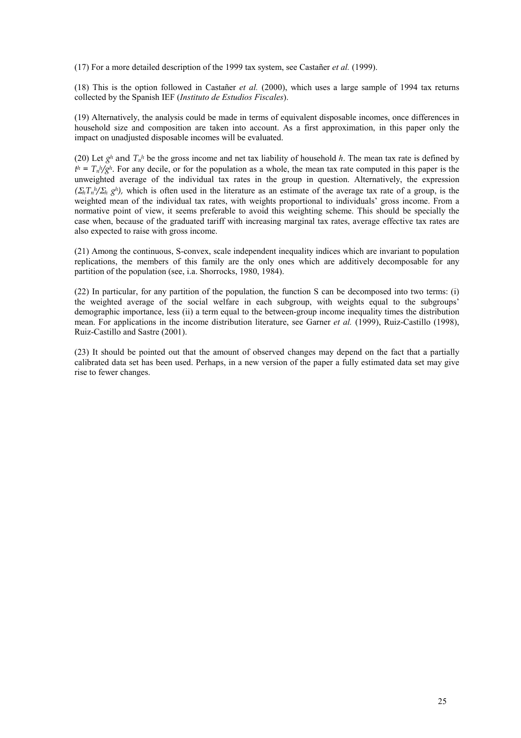(17) For a more detailed description of the 1999 tax system, see Castañer *et al.* (1999).

(18) This is the option followed in Castañer *et al.* (2000), which uses a large sample of 1994 tax returns collected by the Spanish IEF (*Instituto de Estudios Fiscales*).

(19) Alternatively, the analysis could be made in terms of equivalent disposable incomes, once differences in household size and composition are taken into account. As a first approximation, in this paper only the impact on unadjusted disposable incomes will be evaluated.

(20) Let $g^h$ and $T_n^h$ be the gross income and net tax liability of household *h*. The mean tax rate is defined by $t^h = T_n^h/g^h$. For any decile, or for the population as a whole, the mean tax rate computed in this paper is the unweighted average of the individual tax rates in the group in question. Alternatively, the expression $(\Sigma_h T_n^h / \Sigma_h g^h)$, which is often used in the literature as an estimate of the average tax rate of a group, is the weighted mean of the individual tax rates, with weights proportional to individuals' gross income. From a normative point of view, it seems preferable to avoid this weighting scheme. This should be specially the case when, because of the graduated tariff with increasing marginal tax rates, average effective tax rates are also expected to raise with gross income.

(21) Among the continuous, S-convex, scale independent inequality indices which are invariant to population replications, the members of this family are the only ones which are additively decomposable for any partition of the population (see, i.a. Shorrocks, 1980, 1984).

(22) In particular, for any partition of the population, the function S can be decomposed into two terms: (i) the weighted average of the social welfare in each subgroup, with weights equal to the subgroups' demographic importance, less (ii) a term equal to the between-group income inequality times the distribution mean. For applications in the income distribution literature, see Garner *et al.* (1999), Ruiz-Castillo (1998), Ruiz-Castillo and Sastre (2001).

(23) It should be pointed out that the amount of observed changes may depend on the fact that a partially calibrated data set has been used. Perhaps, in a new version of the paper a fully estimated data set may give rise to fewer changes.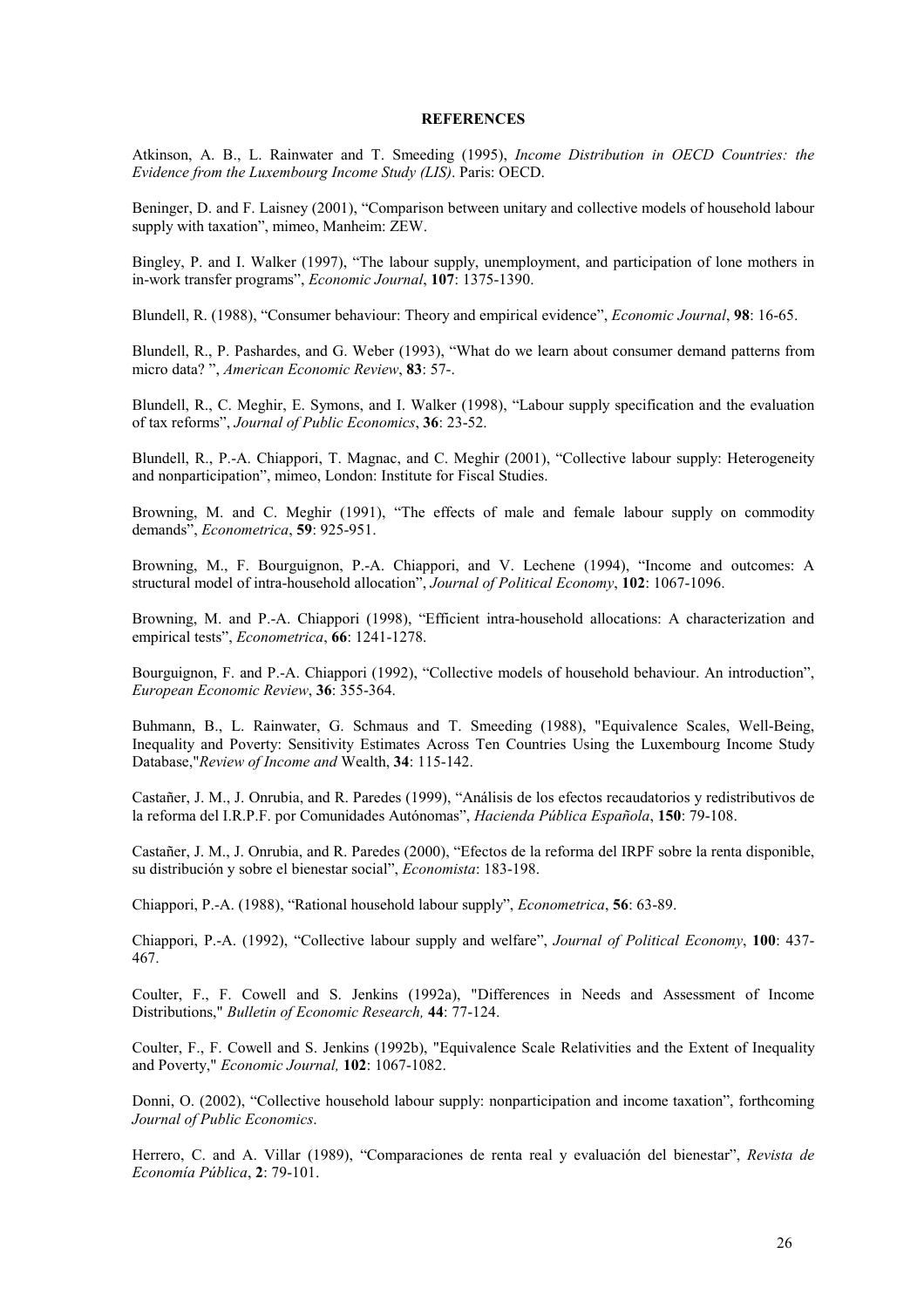# REFERENCES

Atkinson, A. B., L. Rainwater and T. Smeeding (1995), *Income Distribution in OECD Countries: the Evidence from the Luxembourg Income Study (LIS)*. Paris: OECD.

Beninger, D. and F. Laisney (2001), "Comparison between unitary and collective models of household labour supply with taxation", mimeo, Manheim: ZEW.

Bingley, P. and I. Walker (1997), "The labour supply, unemployment, and participation of lone mothers in in-work transfer programs", *Economic Journal*, **107**: 1375-1390.

Blundell, R. (1988), "Consumer behaviour: Theory and empirical evidence", *Economic Journal*, **98**: 16-65.

Blundell, R., P. Pashardes, and G. Weber (1993), "What do we learn about consumer demand patterns from micro data? ", *American Economic Review*, **83**: 57-.

Blundell, R., C. Meghir, E. Symons, and I. Walker (1998), "Labour supply specification and the evaluation of tax reforms", *Journal of Public Economics*, **36**: 23-52.

Blundell, R., P.-A. Chiappori, T. Magnac, and C. Meghir (2001), "Collective labour supply: Heterogeneity and nonparticipation", mimeo, London: Institute for Fiscal Studies.

Browning, M. and C. Meghir (1991), "The effects of male and female labour supply on commodity demands", *Econometrica*, **59**: 925-951.

Browning, M., F. Bourguignon, P.-A. Chiappori, and V. Lechene (1994), "Income and outcomes: A structural model of intra-household allocation", *Journal of Political Economy*, **102**: 1067-1096.

Browning, M. and P.-A. Chiappori (1998), "Efficient intra-household allocations: A characterization and empirical tests", *Econometrica*, **66**: 1241-1278.

Bourguignon, F. and P.-A. Chiappori (1992), "Collective models of household behaviour. An introduction", *European Economic Review*, **36**: 355-364.

Buhmann, B., L. Rainwater, G. Schmaus and T. Smeeding (1988), "Equivalence Scales, Well-Being, Inequality and Poverty: Sensitivity Estimates Across Ten Countries Using the Luxembourg Income Study Database,"*Review of Income and* Wealth, **34**: 115-142.

Castañer, J. M., J. Onrubia, and R. Paredes (1999), "Análisis de los efectos recaudatorios y redistributivos de la reforma del I.R.P.F. por Comunidades Autónomas", *Hacienda Pública Española*, **150**: 79-108.

Castañer, J. M., J. Onrubia, and R. Paredes (2000), "Efectos de la reforma del IRPF sobre la renta disponible, su distribución y sobre el bienestar social", *Economista*: 183-198.

Chiappori, P.-A. (1988), "Rational household labour supply", *Econometrica*, **56**: 63-89.

Chiappori, P.-A. (1992), "Collective labour supply and welfare", *Journal of Political Economy*, **100**: 437-467.

Coulter, F., F. Cowell and S. Jenkins (1992a), "Differences in Needs and Assessment of Income Distributions," *Bulletin of Economic Research,* **44**: 77-124.

Coulter, F., F. Cowell and S. Jenkins (1992b), "Equivalence Scale Relativities and the Extent of Inequality and Poverty," *Economic Journal,* **102**: 1067-1082.

Donni, O. (2002), "Collective household labour supply: nonparticipation and income taxation", forthcoming *Journal of Public Economics*.

Herrero, C. and A. Villar (1989), "Comparaciones de renta real y evaluación del bienestar", *Revista de Economía Pública*, **2**: 79-101.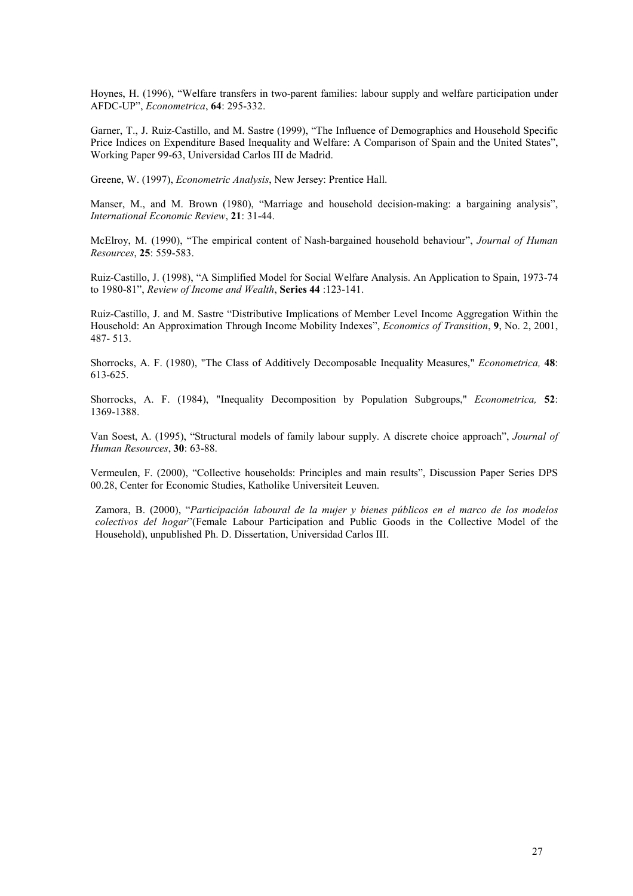Hoynes, H. (1996), "Welfare transfers in two-parent families: labour supply and welfare participation under AFDC-UP", *Econometrica*, **64**: 295-332.

Garner, T., J. Ruiz-Castillo, and M. Sastre (1999), "The Influence of Demographics and Household Specific Price Indices on Expenditure Based Inequality and Welfare: A Comparison of Spain and the United States", Working Paper 99-63, Universidad Carlos III de Madrid.

Greene, W. (1997), *Econometric Analysis*, New Jersey: Prentice Hall.

Manser, M., and M. Brown (1980), "Marriage and household decision-making: a bargaining analysis", *International Economic Review*, **21**: 31-44.

McElroy, M. (1990), "The empirical content of Nash-bargained household behaviour", *Journal of Human Resources*, **25**: 559-583.

Ruiz-Castillo, J. (1998), "A Simplified Model for Social Welfare Analysis. An Application to Spain, 1973-74 to 1980-81", *Review of Income and Wealth*, **Series 44** :123-141.

Ruiz-Castillo, J. and M. Sastre "Distributive Implications of Member Level Income Aggregation Within the Household: An Approximation Through Income Mobility Indexes", *Economics of Transition*, **9**, No. 2, 2001, 487- 513.

Shorrocks, A. F. (1980), "The Class of Additively Decomposable Inequality Measures," *Econometrica,* **48**: 613-625.

Shorrocks, A. F. (1984), "Inequality Decomposition by Population Subgroups," *Econometrica,* **52**: 1369-1388.

Van Soest, A. (1995), "Structural models of family labour supply. A discrete choice approach", *Journal of Human Resources*, **30**: 63-88.

Vermeulen, F. (2000), "Collective households: Principles and main results", Discussion Paper Series DPS 00.28, Center for Economic Studies, Katholike Universiteit Leuven.

Zamora, B. (2000), "*Participación laboural de la mujer y bienes públicos en el marco de los modelos colectivos del hogar*"(Female Labour Participation and Public Goods in the Collective Model of the Household), unpublished Ph. D. Dissertation, Universidad Carlos III.